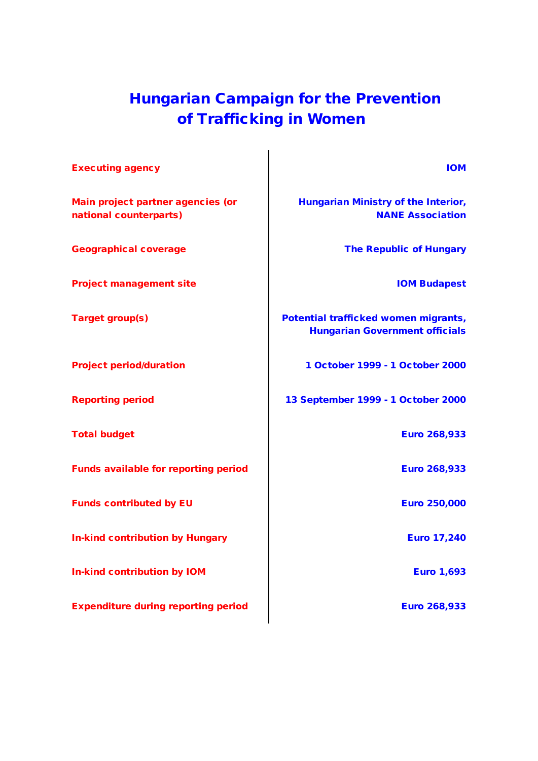# Hungarian Campaign for the Prevention of Trafficking in Women

| | |
|---|---|
| **Executing agency** | **IOM** |
| **Main project partner agencies (or national counterparts)** | **Hungarian Ministry of the Interior, NANE Association** |
| **Geographical coverage** | **The Republic of Hungary** |
| **Project management site** | **IOM Budapest** |
| **Target group(s)** | **Potential trafficked women migrants, Hungarian Government officials** |
| **Project period/duration** | **1 October 1999 - 1 October 2000** |
| **Reporting period** | **13 September 1999 - 1 October 2000** |
| **Total budget** | **Euro 268,933** |
| **Funds available for reporting period** | **Euro 268,933** |
| **Funds contributed by EU** | **Euro 250,000** |
| **In-kind contribution by Hungary** | **Euro 17,240** |
| **In-kind contribution by IOM** | **Euro 1,693** |
| **Expenditure during reporting period** | **Euro 268,933** |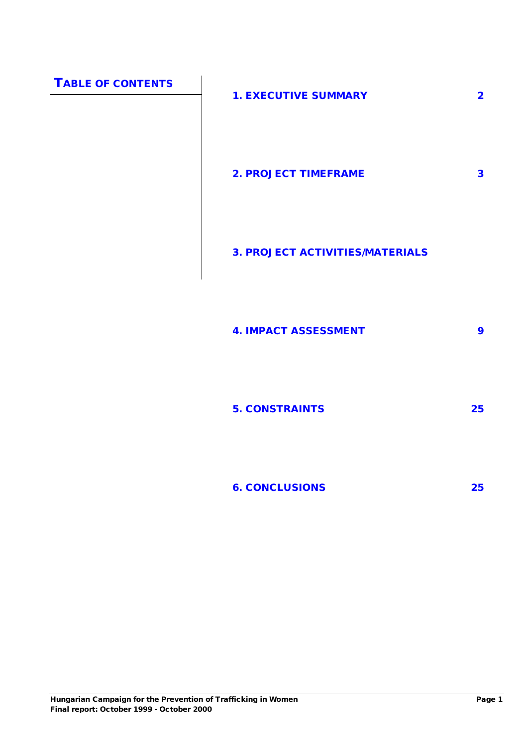# TABLE OF CONTENTS

| | |
|---|---|
| 1. EXECUTIVE SUMMARY | 2 |
| 2. PROJECT TIMEFRAME | 3 |
| 3. PROJECT ACTIVITIES/MATERIALS | |
| 4. IMPACT ASSESSMENT | 9 |
| 5. CONSTRAINTS | 25 |
| 6. CONCLUSIONS | 25 |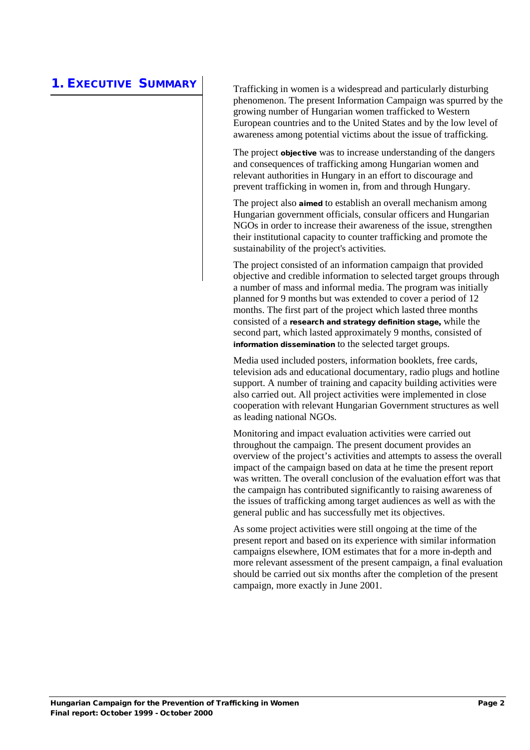# 1. Executive Summary

Trafficking in women is a widespread and particularly disturbing phenomenon. The present Information Campaign was spurred by the growing number of Hungarian women trafficked to Western European countries and to the United States and by the low level of awareness among potential victims about the issue of trafficking.

The project **objective** was to increase understanding of the dangers and consequences of trafficking among Hungarian women and relevant authorities in Hungary in an effort to discourage and prevent trafficking in women in, from and through Hungary.

The project also **aimed** to establish an overall mechanism among Hungarian government officials, consular officers and Hungarian NGOs in order to increase their awareness of the issue, strengthen their institutional capacity to counter trafficking and promote the sustainability of the project's activities.

The project consisted of an information campaign that provided objective and credible information to selected target groups through a number of mass and informal media. The program was initially planned for 9 months but was extended to cover a period of 12 months. The first part of the project which lasted three months consisted of a **research and strategy definition stage,** while the second part, which lasted approximately 9 months, consisted of **information dissemination** to the selected target groups.

Media used included posters, information booklets, free cards, television ads and educational documentary, radio plugs and hotline support. A number of training and capacity building activities were also carried out. All project activities were implemented in close cooperation with relevant Hungarian Government structures as well as leading national NGOs.

Monitoring and impact evaluation activities were carried out throughout the campaign. The present document provides an overview of the project's activities and attempts to assess the overall impact of the campaign based on data at he time the present report was written. The overall conclusion of the evaluation effort was that the campaign has contributed significantly to raising awareness of the issues of trafficking among target audiences as well as with the general public and has successfully met its objectives.

As some project activities were still ongoing at the time of the present report and based on its experience with similar information campaigns elsewhere, IOM estimates that for a more in-depth and more relevant assessment of the present campaign, a final evaluation should be carried out six months after the completion of the present campaign, more exactly in June 2001.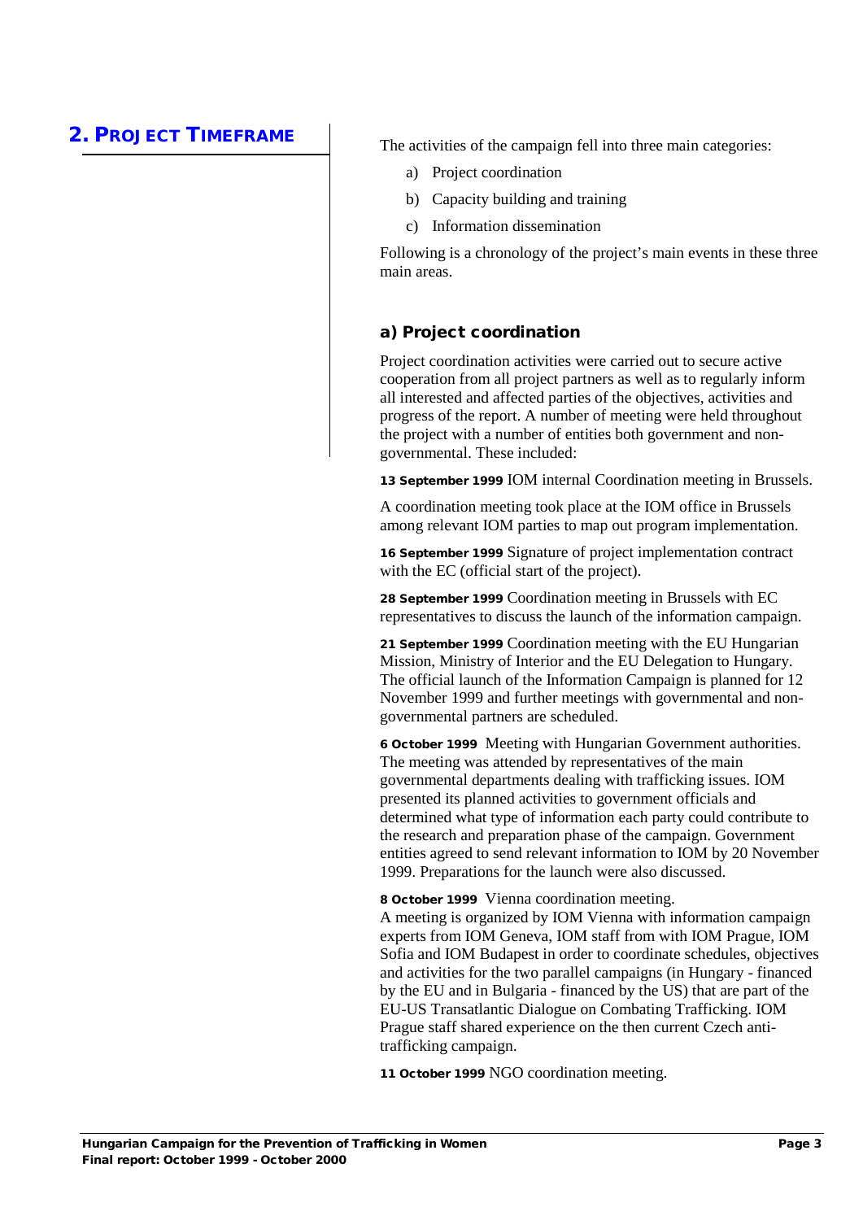## 2. Project Timeframe

The activities of the campaign fell into three main categories:

a) Project coordination

b) Capacity building and training

c) Information dissemination

Following is a chronology of the project's main events in these three main areas.

### a) Project coordination

Project coordination activities were carried out to secure active cooperation from all project partners as well as to regularly inform all interested and affected parties of the objectives, activities and progress of the report. A number of meeting were held throughout the project with a number of entities both government and non-governmental. These included:

**13 September 1999** IOM internal Coordination meeting in Brussels.

A coordination meeting took place at the IOM office in Brussels among relevant IOM parties to map out program implementation.

**16 September 1999** Signature of project implementation contract with the EC (official start of the project).

**28 September 1999** Coordination meeting in Brussels with EC representatives to discuss the launch of the information campaign.

**21 September 1999** Coordination meeting with the EU Hungarian Mission, Ministry of Interior and the EU Delegation to Hungary. The official launch of the Information Campaign is planned for 12 November 1999 and further meetings with governmental and non-governmental partners are scheduled.

**6 October 1999** Meeting with Hungarian Government authorities. The meeting was attended by representatives of the main governmental departments dealing with trafficking issues. IOM presented its planned activities to government officials and determined what type of information each party could contribute to the research and preparation phase of the campaign. Government entities agreed to send relevant information to IOM by 20 November 1999. Preparations for the launch were also discussed.

**8 October 1999** Vienna coordination meeting.
A meeting is organized by IOM Vienna with information campaign experts from IOM Geneva, IOM staff from with IOM Prague, IOM Sofia and IOM Budapest in order to coordinate schedules, objectives and activities for the two parallel campaigns (in Hungary - financed by the EU and in Bulgaria - financed by the US) that are part of the EU-US Transatlantic Dialogue on Combating Trafficking. IOM Prague staff shared experience on the then current Czech anti-trafficking campaign.

**11 October 1999** NGO coordination meeting.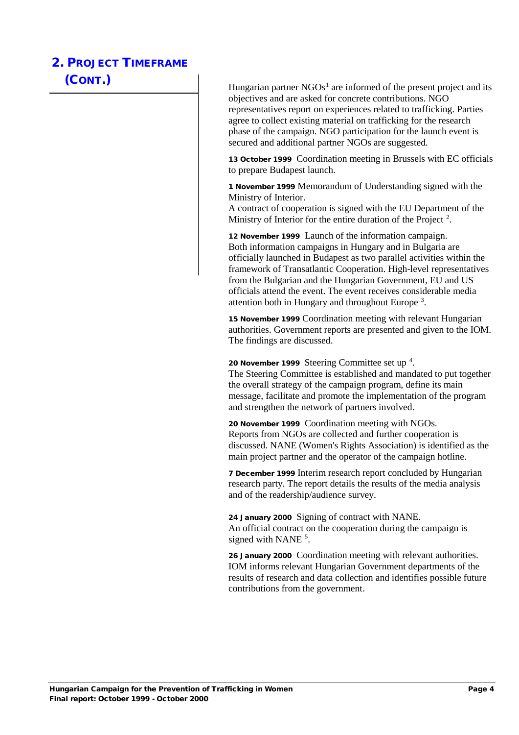## 2. PROJECT TIMEFRAME (CONT.)

Hungarian partner NGOs[1] are informed of the present project and its objectives and are asked for concrete contributions. NGO representatives report on experiences related to trafficking. Parties agree to collect existing material on trafficking for the research phase of the campaign. NGO participation for the launch event is secured and additional partner NGOs are suggested.

**13 October 1999** Coordination meeting in Brussels with EC officials to prepare Budapest launch.

**1 November 1999** Memorandum of Understanding signed with the Ministry of Interior.
A contract of cooperation is signed with the EU Department of the Ministry of Interior for the entire duration of the Project [2].

**12 November 1999** Launch of the information campaign.
Both information campaigns in Hungary and in Bulgaria are officially launched in Budapest as two parallel activities within the framework of Transatlantic Cooperation. High-level representatives from the Bulgarian and the Hungarian Government, EU and US officials attend the event. The event receives considerable media attention both in Hungary and throughout Europe [3].

**15 November 1999** Coordination meeting with relevant Hungarian authorities. Government reports are presented and given to the IOM. The findings are discussed.

**20 November 1999** Steering Committee set up [4].
The Steering Committee is established and mandated to put together the overall strategy of the campaign program, define its main message, facilitate and promote the implementation of the program and strengthen the network of partners involved.

**20 November 1999** Coordination meeting with NGOs.
Reports from NGOs are collected and further cooperation is discussed. NANE (Women's Rights Association) is identified as the main project partner and the operator of the campaign hotline.

**7 December 1999** Interim research report concluded by Hungarian research party. The report details the results of the media analysis and of the readership/audience survey.

**24 January 2000** Signing of contract with NANE.
An official contract on the cooperation during the campaign is signed with NANE [5].

**26 January 2000** Coordination meeting with relevant authorities.
IOM informs relevant Hungarian Government departments of the results of research and data collection and identifies possible future contributions from the government.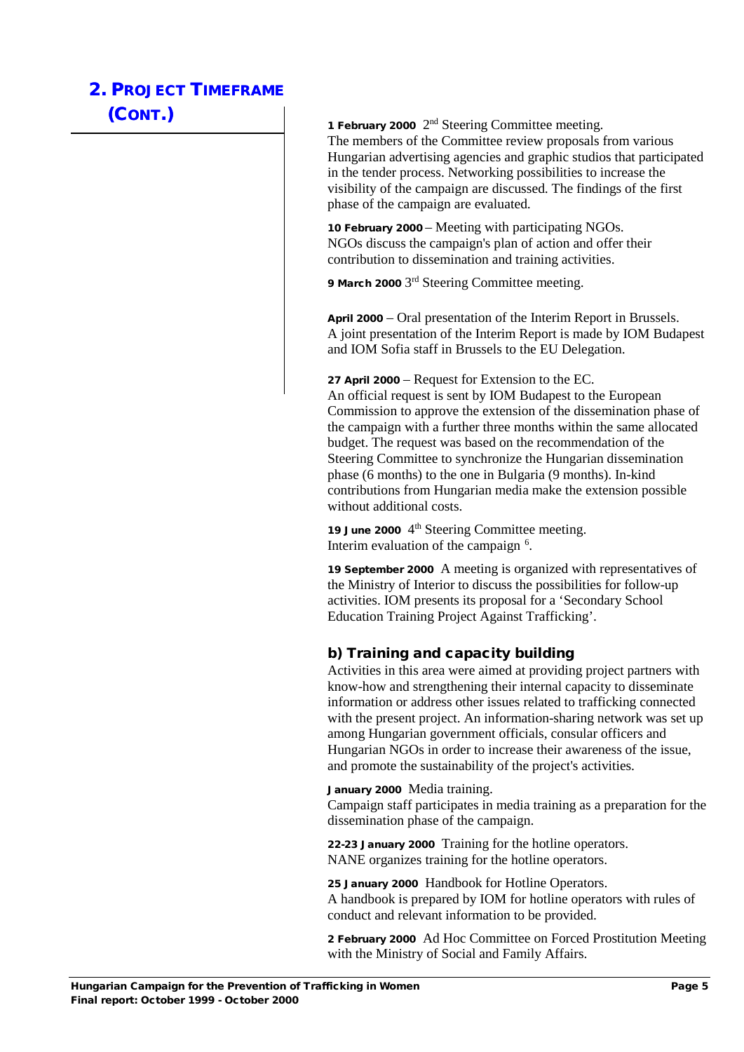## 2. Project Timeframe (cont.)

**1 February 2000** 2nd Steering Committee meeting.
The members of the Committee review proposals from various Hungarian advertising agencies and graphic studios that participated in the tender process. Networking possibilities to increase the visibility of the campaign are discussed. The findings of the first phase of the campaign are evaluated.

**10 February 2000** – Meeting with participating NGOs.
NGOs discuss the campaign's plan of action and offer their contribution to dissemination and training activities.

**9 March 2000** 3rd Steering Committee meeting.

**April 2000** – Oral presentation of the Interim Report in Brussels.
A joint presentation of the Interim Report is made by IOM Budapest and IOM Sofia staff in Brussels to the EU Delegation.

**27 April 2000** – Request for Extension to the EC.
An official request is sent by IOM Budapest to the European Commission to approve the extension of the dissemination phase of the campaign with a further three months within the same allocated budget. The request was based on the recommendation of the Steering Committee to synchronize the Hungarian dissemination phase (6 months) to the one in Bulgaria (9 months). In-kind contributions from Hungarian media make the extension possible without additional costs.

**19 June 2000** 4th Steering Committee meeting.
Interim evaluation of the campaign [6].

**19 September 2000** A meeting is organized with representatives of the Ministry of Interior to discuss the possibilities for follow-up activities. IOM presents its proposal for a 'Secondary School Education Training Project Against Trafficking'.

### b) Training and capacity building

Activities in this area were aimed at providing project partners with know-how and strengthening their internal capacity to disseminate information or address other issues related to trafficking connected with the present project. An information-sharing network was set up among Hungarian government officials, consular officers and Hungarian NGOs in order to increase their awareness of the issue, and promote the sustainability of the project's activities.

**January 2000** Media training.
Campaign staff participates in media training as a preparation for the dissemination phase of the campaign.

**22-23 January 2000** Training for the hotline operators.
NANE organizes training for the hotline operators.

**25 January 2000** Handbook for Hotline Operators.
A handbook is prepared by IOM for hotline operators with rules of conduct and relevant information to be provided.

**2 February 2000** Ad Hoc Committee on Forced Prostitution Meeting with the Ministry of Social and Family Affairs.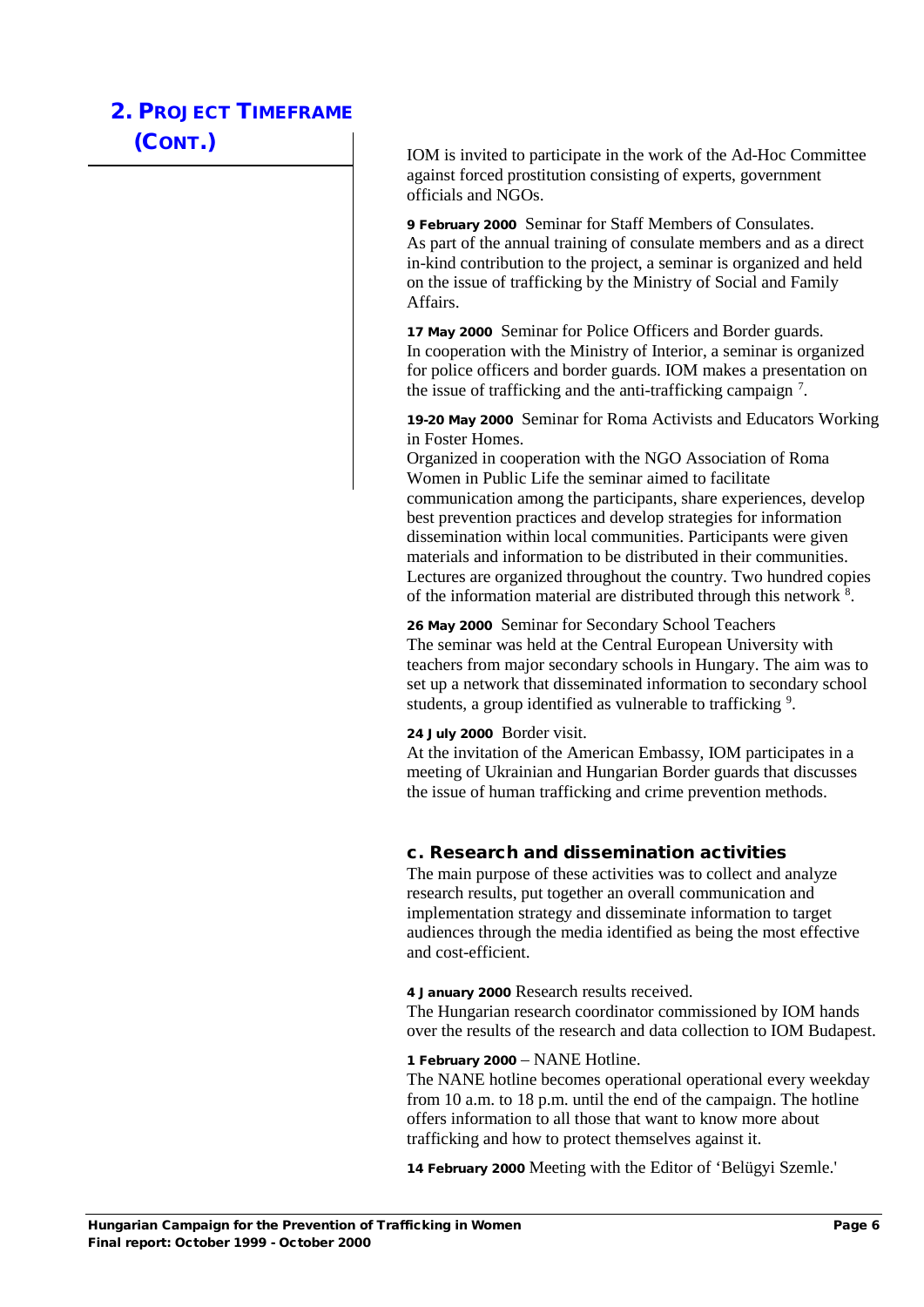## 2. PROJECT TIMEFRAME (CONT.)

IOM is invited to participate in the work of the Ad-Hoc Committee against forced prostitution consisting of experts, government officials and NGOs.

**9 February 2000** Seminar for Staff Members of Consulates.
As part of the annual training of consulate members and as a direct in-kind contribution to the project, a seminar is organized and held on the issue of trafficking by the Ministry of Social and Family Affairs.

**17 May 2000** Seminar for Police Officers and Border guards.
In cooperation with the Ministry of Interior, a seminar is organized for police officers and border guards. IOM makes a presentation on the issue of trafficking and the anti-trafficking campaign [7].

**19-20 May 2000** Seminar for Roma Activists and Educators Working in Foster Homes.
Organized in cooperation with the NGO Association of Roma Women in Public Life the seminar aimed to facilitate communication among the participants, share experiences, develop best prevention practices and develop strategies for information dissemination within local communities. Participants were given materials and information to be distributed in their communities. Lectures are organized throughout the country. Two hundred copies of the information material are distributed through this network [8].

**26 May 2000** Seminar for Secondary School Teachers
The seminar was held at the Central European University with teachers from major secondary schools in Hungary. The aim was to set up a network that disseminated information to secondary school students, a group identified as vulnerable to trafficking [9].

**24 July 2000** Border visit.
At the invitation of the American Embassy, IOM participates in a meeting of Ukrainian and Hungarian Border guards that discusses the issue of human trafficking and crime prevention methods.

### c. Research and dissemination activities

The main purpose of these activities was to collect and analyze research results, put together an overall communication and implementation strategy and disseminate information to target audiences through the media identified as being the most effective and cost-efficient.

**4 January 2000** Research results received.
The Hungarian research coordinator commissioned by IOM hands over the results of the research and data collection to IOM Budapest.

**1 February 2000** – NANE Hotline.
The NANE hotline becomes operational operational every weekday from 10 a.m. to 18 p.m. until the end of the campaign. The hotline offers information to all those that want to know more about trafficking and how to protect themselves against it.

**14 February 2000** Meeting with the Editor of 'Belügyi Szemle.'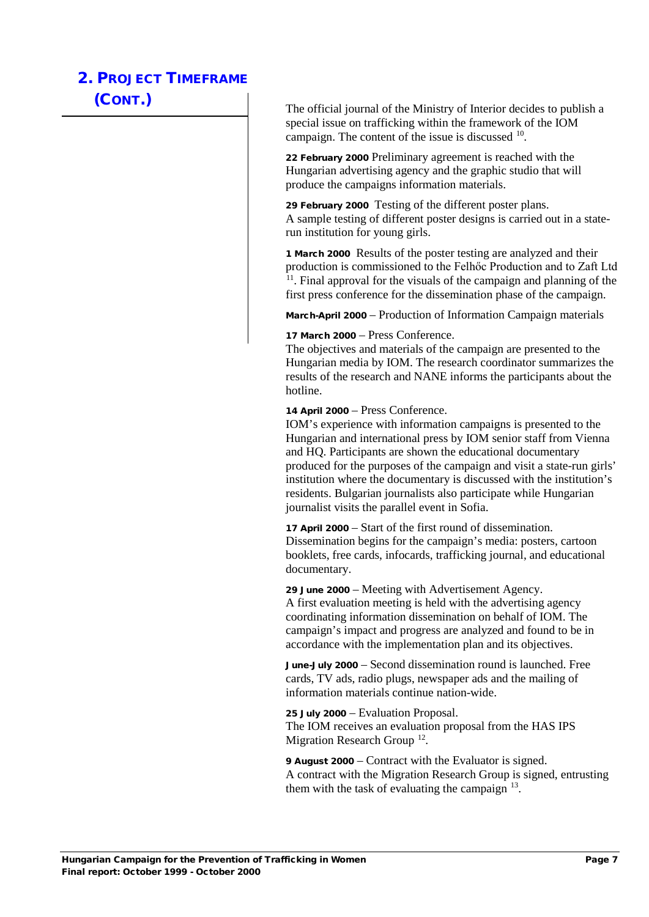## 2. Project Timeframe (Cont.)

The official journal of the Ministry of Interior decides to publish a special issue on trafficking within the framework of the IOM campaign. The content of the issue is discussed [10].

**22 February 2000** Preliminary agreement is reached with the Hungarian advertising agency and the graphic studio that will produce the campaigns information materials.

**29 February 2000** Testing of the different poster plans.
A sample testing of different poster designs is carried out in a state-run institution for young girls.

**1 March 2000** Results of the poster testing are analyzed and their production is commissioned to the Felhőc Production and to Zaft Ltd [11]. Final approval for the visuals of the campaign and planning of the first press conference for the dissemination phase of the campaign.

**March-April 2000** – Production of Information Campaign materials

**17 March 2000** – Press Conference.
The objectives and materials of the campaign are presented to the Hungarian media by IOM. The research coordinator summarizes the results of the research and NANE informs the participants about the hotline.

**14 April 2000** – Press Conference.
IOM's experience with information campaigns is presented to the Hungarian and international press by IOM senior staff from Vienna and HQ. Participants are shown the educational documentary produced for the purposes of the campaign and visit a state-run girls' institution where the documentary is discussed with the institution's residents. Bulgarian journalists also participate while Hungarian journalist visits the parallel event in Sofia.

**17 April 2000** – Start of the first round of dissemination.
Dissemination begins for the campaign's media: posters, cartoon booklets, free cards, infocards, trafficking journal, and educational documentary.

**29 June 2000** – Meeting with Advertisement Agency.
A first evaluation meeting is held with the advertising agency coordinating information dissemination on behalf of IOM. The campaign's impact and progress are analyzed and found to be in accordance with the implementation plan and its objectives.

**June-July 2000** – Second dissemination round is launched. Free cards, TV ads, radio plugs, newspaper ads and the mailing of information materials continue nation-wide.

**25 July 2000** – Evaluation Proposal.
The IOM receives an evaluation proposal from the HAS IPS Migration Research Group [12].

**9 August 2000** – Contract with the Evaluator is signed.
A contract with the Migration Research Group is signed, entrusting them with the task of evaluating the campaign [13].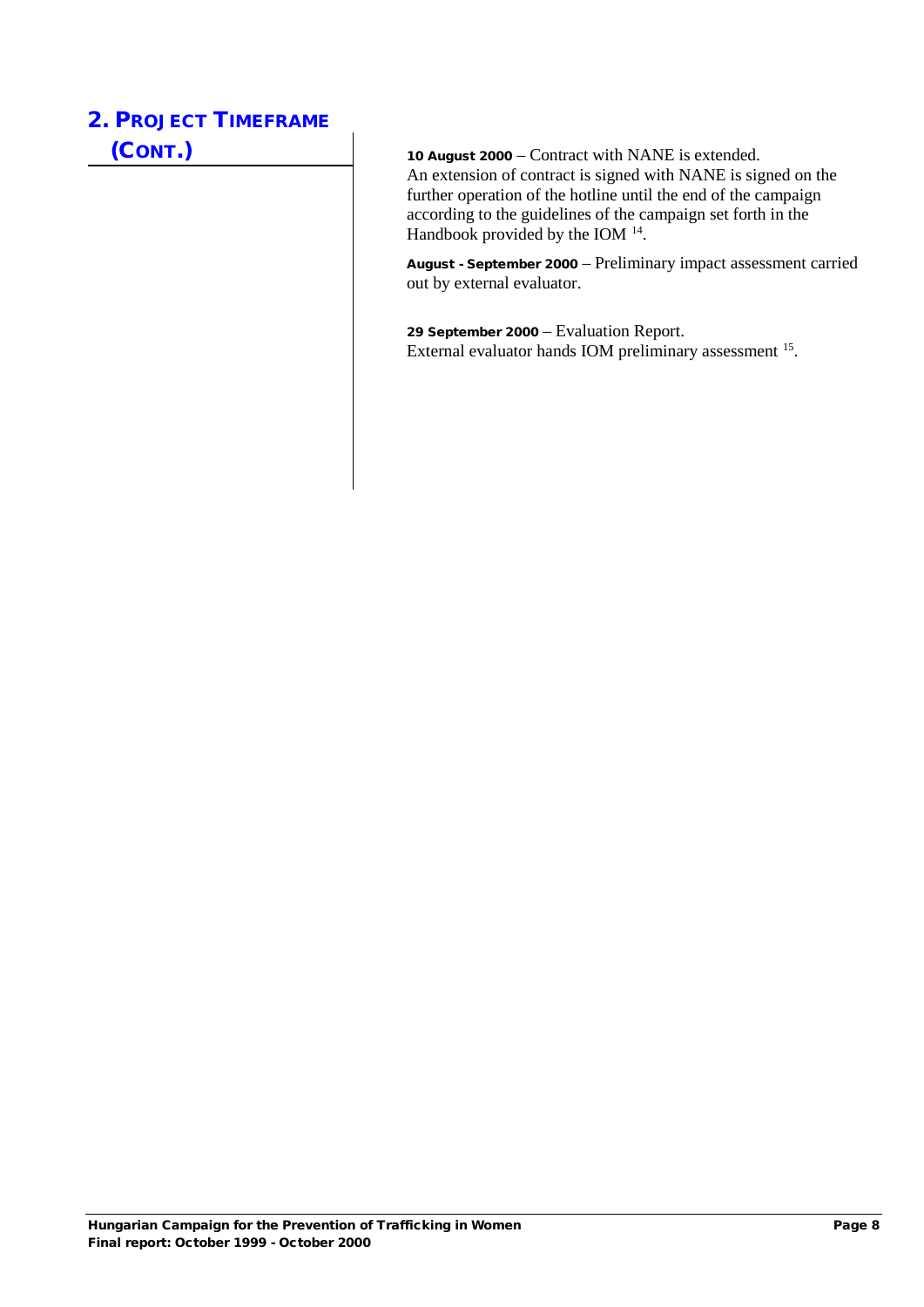## 2. PROJECT TIMEFRAME (CONT.)

**10 August 2000** – Contract with NANE is extended.
An extension of contract is signed with NANE is signed on the further operation of the hotline until the end of the campaign according to the guidelines of the campaign set forth in the Handbook provided by the IOM [14].

**August - September 2000** – Preliminary impact assessment carried out by external evaluator.

**29 September 2000** – Evaluation Report.
External evaluator hands IOM preliminary assessment [15].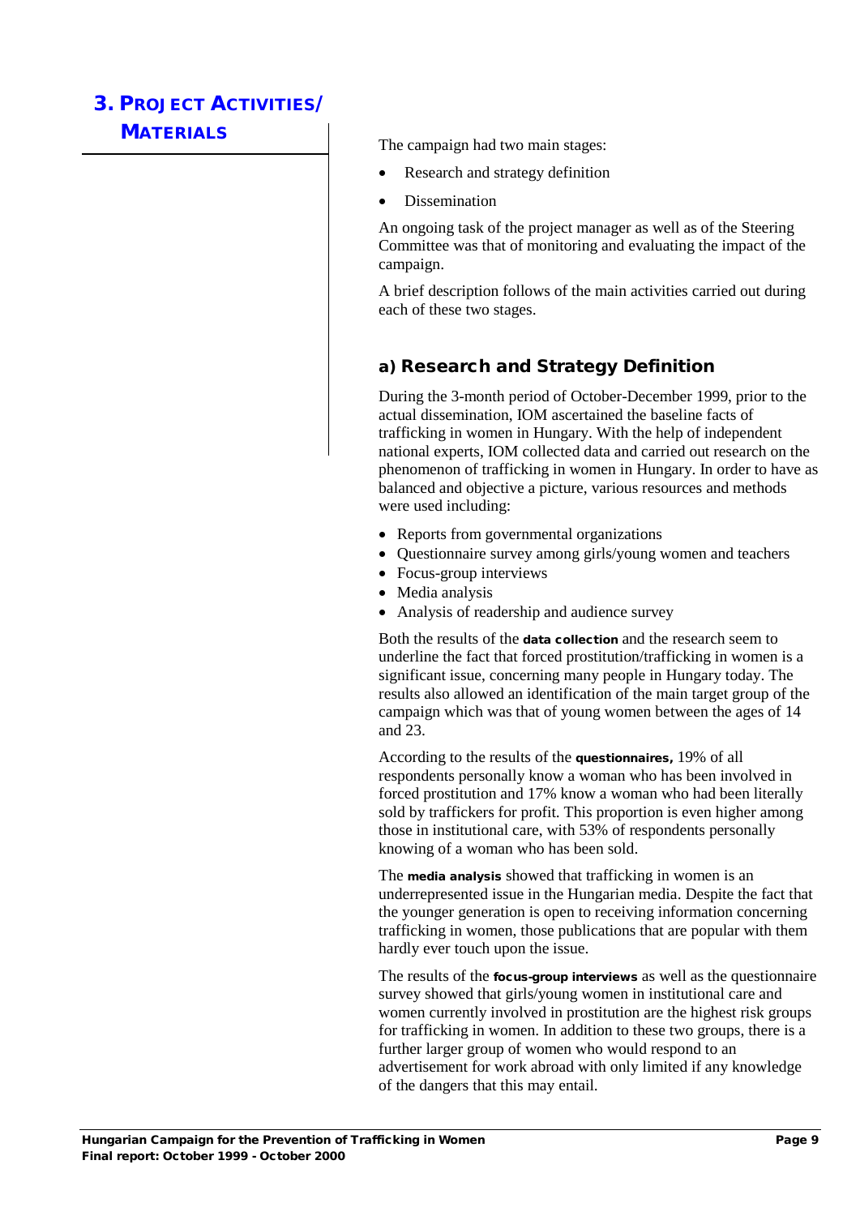## 3. Project Activities/ Materials

The campaign had two main stages:

- Research and strategy definition
- Dissemination

An ongoing task of the project manager as well as of the Steering Committee was that of monitoring and evaluating the impact of the campaign.

A brief description follows of the main activities carried out during each of these two stages.

### a) Research and Strategy Definition

During the 3-month period of October-December 1999, prior to the actual dissemination, IOM ascertained the baseline facts of trafficking in women in Hungary. With the help of independent national experts, IOM collected data and carried out research on the phenomenon of trafficking in women in Hungary. In order to have as balanced and objective a picture, various resources and methods were used including:

- Reports from governmental organizations
- Questionnaire survey among girls/young women and teachers
- Focus-group interviews
- Media analysis
- Analysis of readership and audience survey

Both the results of the **data collection** and the research seem to underline the fact that forced prostitution/trafficking in women is a significant issue, concerning many people in Hungary today. The results also allowed an identification of the main target group of the campaign which was that of young women between the ages of 14 and 23.

According to the results of the **questionnaires,** 19% of all respondents personally know a woman who has been involved in forced prostitution and 17% know a woman who had been literally sold by traffickers for profit. This proportion is even higher among those in institutional care, with 53% of respondents personally knowing of a woman who has been sold.

The **media analysis** showed that trafficking in women is an underrepresented issue in the Hungarian media. Despite the fact that the younger generation is open to receiving information concerning trafficking in women, those publications that are popular with them hardly ever touch upon the issue.

The results of the **focus-group interviews** as well as the questionnaire survey showed that girls/young women in institutional care and women currently involved in prostitution are the highest risk groups for trafficking in women. In addition to these two groups, there is a further larger group of women who would respond to an advertisement for work abroad with only limited if any knowledge of the dangers that this may entail.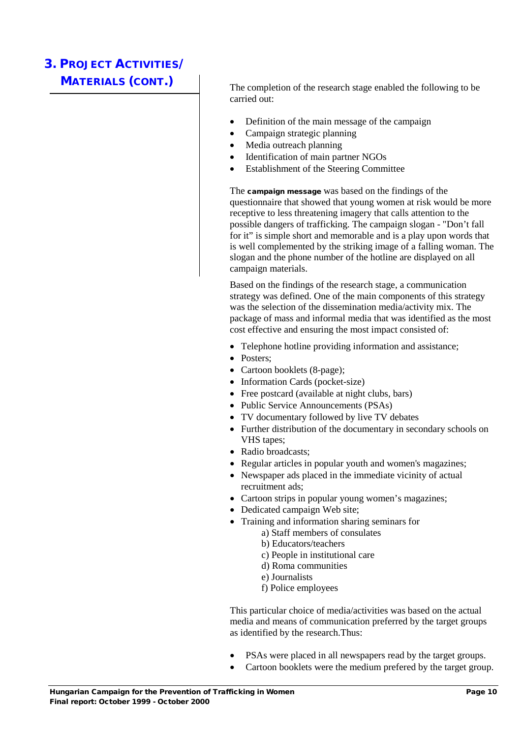## 3. Project Activities/ Materials (cont.)

The completion of the research stage enabled the following to be carried out:

- Definition of the main message of the campaign
- Campaign strategic planning
- Media outreach planning
- Identification of main partner NGOs
- Establishment of the Steering Committee

The **campaign message** was based on the findings of the questionnaire that showed that young women at risk would be more receptive to less threatening imagery that calls attention to the possible dangers of trafficking. The campaign slogan - "Don't fall for it" is simple short and memorable and is a play upon words that is well complemented by the striking image of a falling woman. The slogan and the phone number of the hotline are displayed on all campaign materials.

Based on the findings of the research stage, a communication strategy was defined. One of the main components of this strategy was the selection of the dissemination media/activity mix. The package of mass and informal media that was identified as the most cost effective and ensuring the most impact consisted of:

- Telephone hotline providing information and assistance;
- Posters;
- Cartoon booklets (8-page);
- Information Cards (pocket-size)
- Free postcard (available at night clubs, bars)
- Public Service Announcements (PSAs)
- TV documentary followed by live TV debates
- Further distribution of the documentary in secondary schools on VHS tapes;
- Radio broadcasts;
- Regular articles in popular youth and women's magazines;
- Newspaper ads placed in the immediate vicinity of actual recruitment ads;
- Cartoon strips in popular young women's magazines;
- Dedicated campaign Web site;
- Training and information sharing seminars for
    - a) Staff members of consulates
    - b) Educators/teachers
    - c) People in institutional care
    - d) Roma communities
    - e) Journalists
    - f) Police employees

This particular choice of media/activities was based on the actual media and means of communication preferred by the target groups as identified by the research.Thus:

- PSAs were placed in all newspapers read by the target groups.
- Cartoon booklets were the medium prefered by the target group.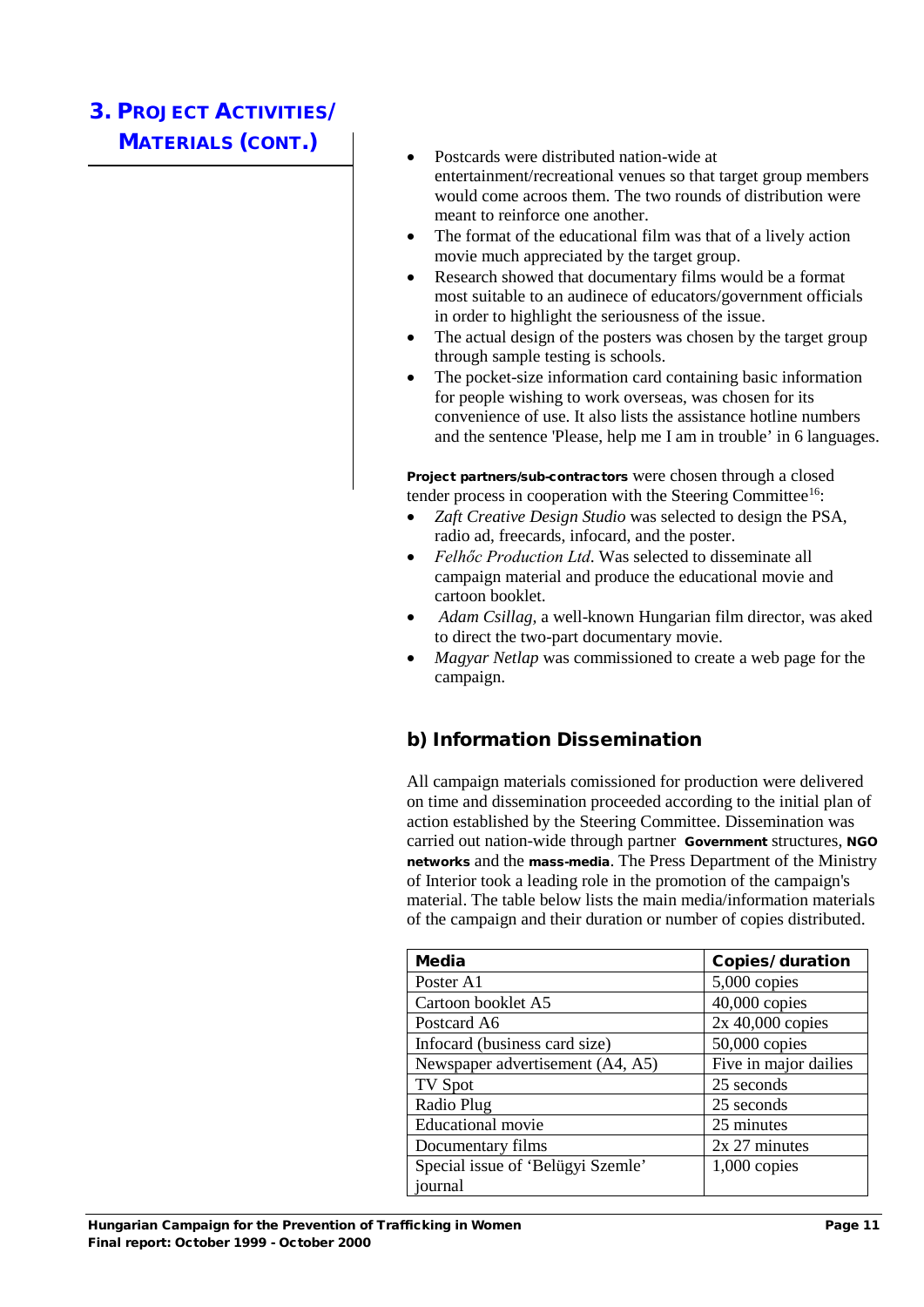## 3. Project Activities/ Materials (cont.)

- Postcards were distributed nation-wide at entertainment/recreational venues so that target group members would come acroos them. The two rounds of distribution were meant to reinforce one another.
- The format of the educational film was that of a lively action movie much appreciated by the target group.
- Research showed that documentary films would be a format most suitable to an audinece of educators/government officials in order to highlight the seriousness of the issue.
- The actual design of the posters was chosen by the target group through sample testing is schools.
- The pocket-size information card containing basic information for people wishing to work overseas, was chosen for its convenience of use. It also lists the assistance hotline numbers and the sentence 'Please, help me I am in trouble' in 6 languages.

**Project partners/sub-contractors** were chosen through a closed tender process in cooperation with the Steering Committee[16]:

- *Zaft Creative Design Studio* was selected to design the PSA, radio ad, freecards, infocard, and the poster.
- *Felhőc Production Ltd*. Was selected to disseminate all campaign material and produce the educational movie and cartoon booklet.
- *Adam Csillag*, a well-known Hungarian film director, was aked to direct the two-part documentary movie.
- *Magyar Netlap* was commissioned to create a web page for the campaign.

### b) Information Dissemination

All campaign materials comissioned for production were delivered on time and dissemination proceeded according to the initial plan of action established by the Steering Committee. Dissemination was carried out nation-wide through partner **Government** structures, **NGO networks** and the **mass-media**. The Press Department of the Ministry of Interior took a leading role in the promotion of the campaign's material. The table below lists the main media/information materials of the campaign and their duration or number of copies distributed.

| Media | Copies/duration |
|---|---|
| Poster A1 | 5,000 copies |
| Cartoon booklet A5 | 40,000 copies |
| Postcard A6 | 2x 40,000 copies |
| Infocard (business card size) | 50,000 copies |
| Newspaper advertisement (A4, A5) | Five in major dailies |
| TV Spot | 25 seconds |
| Radio Plug | 25 seconds |
| Educational movie | 25 minutes |
| Documentary films | 2x 27 minutes |
| Special issue of 'Belügyi Szemle' journal | 1,000 copies |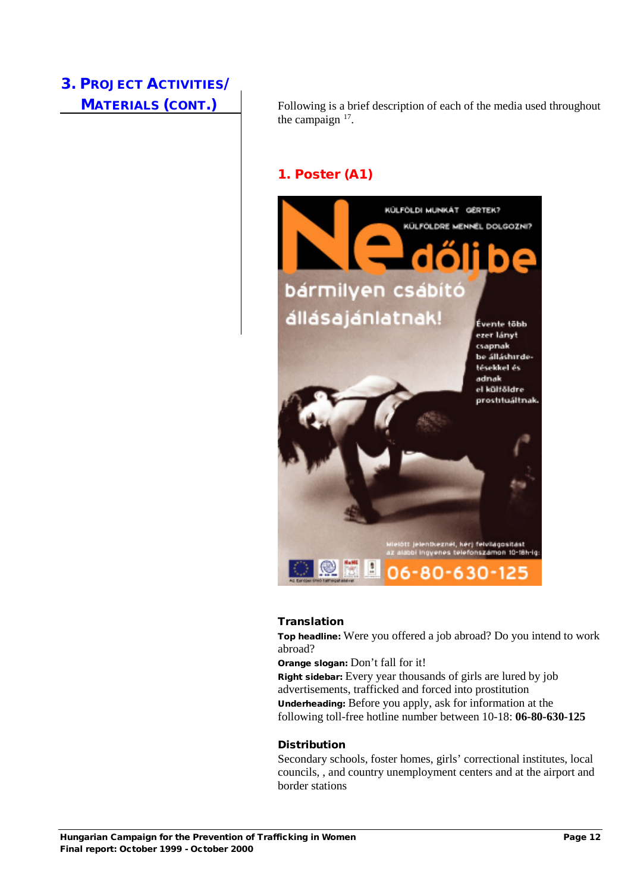## 3. Project Activities/ Materials (cont.)

Following is a brief description of each of the media used throughout the campaign [17].

### 1. Poster (A1)

**Translation**

**Top headline:** Were you offered a job abroad? Do you intend to work abroad?

**Orange slogan:** Don't fall for it!

**Right sidebar:** Every year thousands of girls are lured by job advertisements, trafficked and forced into prostitution

**Underheading:** Before you apply, ask for information at the following toll-free hotline number between 10-18: **06-80-630-125**

**Distribution**

Secondary schools, foster homes, girls' correctional institutes, local councils, , and country unemployment centers and at the airport and border stations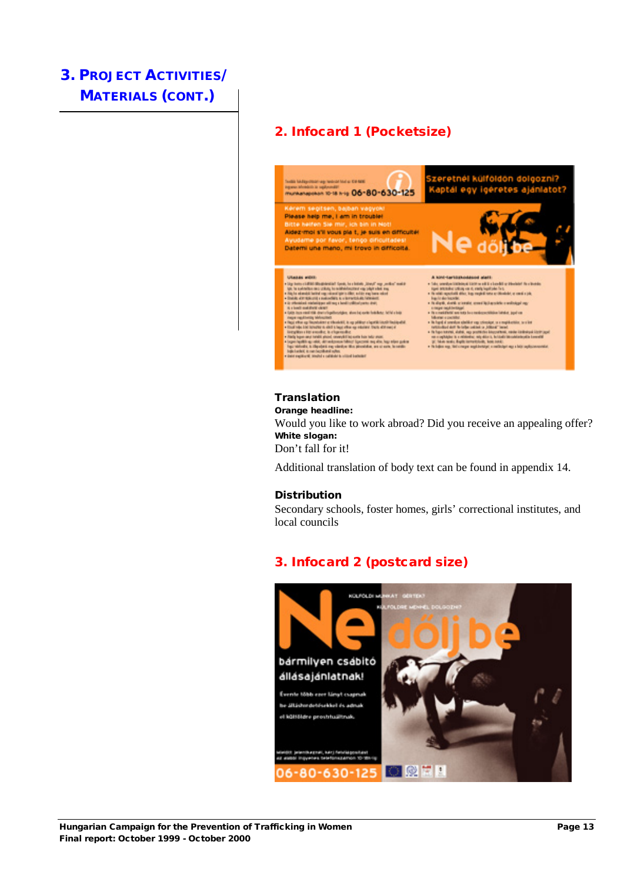# 3. Project Activities/ Materials (cont.)

## 2. Infocard 1 (Pocketsize)

### Translation

**Orange headline:**

Would you like to work abroad? Did you receive an appealing offer?

**White slogan:**

Don't fall for it!

Additional translation of body text can be found in appendix 14.

### Distribution

Secondary schools, foster homes, girls' correctional institutes, and local councils

## 3. Infocard 2 (postcard size)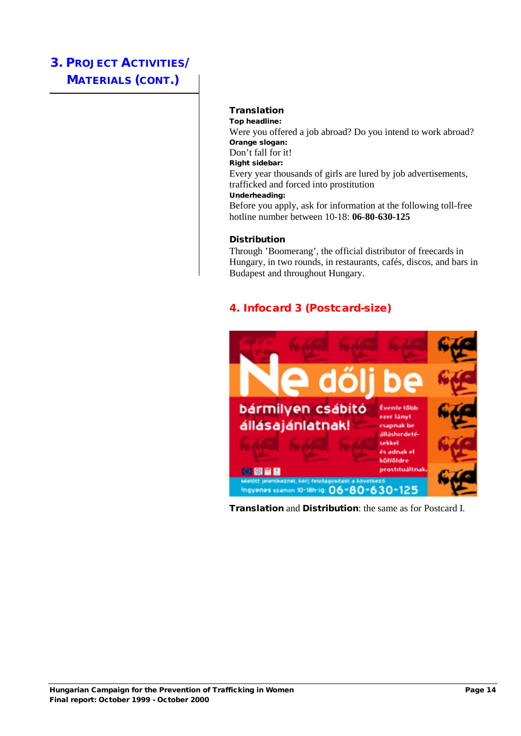## 3. PROJECT ACTIVITIES/ MATERIALS (CONT.)

### Translation

**Top headline:**
Were you offered a job abroad? Do you intend to work abroad?

**Orange slogan:**
Don't fall for it!

**Right sidebar:**
Every year thousands of girls are lured by job advertisements, trafficked and forced into prostitution

**Underheading:**
Before you apply, ask for information at the following toll-free hotline number between 10-18: **06-80-630-125**

### Distribution

Through 'Boomerang', the official distributor of freecards in Hungary, in two rounds, in restaurants, cafés, discos, and bars in Budapest and throughout Hungary.

## 4. Infocard 3 (Postcard-size)

**Translation** and **Distribution**: the same as for Postcard I.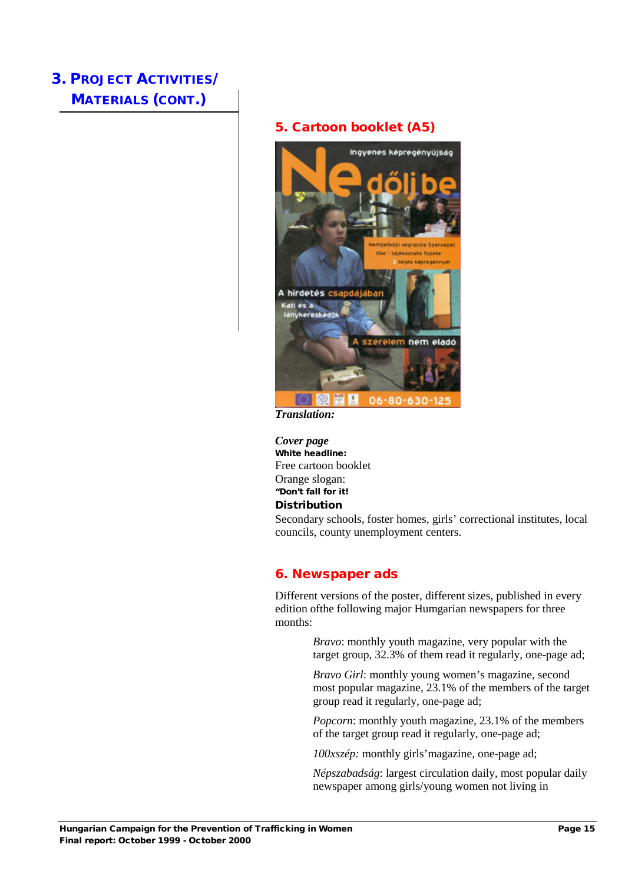## 3. Project Activities/ Materials (cont.)

### 5. Cartoon booklet (A5)

***Translation:***

*Cover page*

**White headline:**

Free cartoon booklet

Orange slogan:

**"Don't fall for it!**

**Distribution**

Secondary schools, foster homes, girls' correctional institutes, local councils, county unemployment centers.

### 6. Newspaper ads

Different versions of the poster, different sizes, published in every edition ofthe following major Humgarian newspapers for three months:

> *Bravo*: monthly youth magazine, very popular with the target group, 32.3% of them read it regularly, one-page ad;
>
> *Bravo Girl*: monthly young women's magazine, second most popular magazine, 23.1% of the members of the target group read it regularly, one-page ad;
>
> *Popcorn*: monthly youth magazine, 23.1% of the members of the target group read it regularly, one-page ad;
>
> *100xszép:* monthly girls'magazine, one-page ad;
>
> *Népszabadság*: largest circulation daily, most popular daily newspaper among girls/young women not living in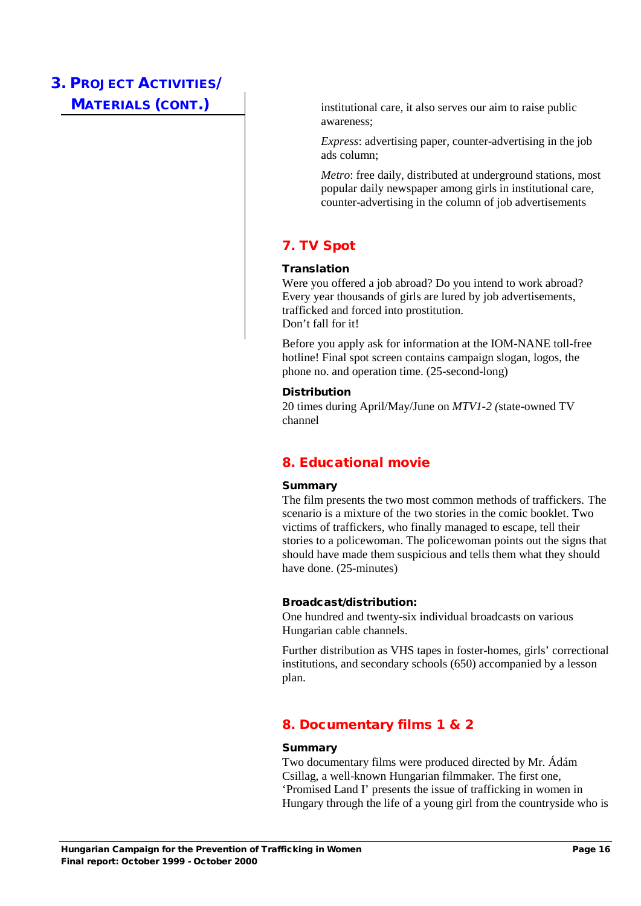## 3. Project Activities/ Materials (cont.)

institutional care, it also serves our aim to raise public awareness;

*Express*: advertising paper, counter-advertising in the job ads column;

*Metro*: free daily, distributed at underground stations, most popular daily newspaper among girls in institutional care, counter-advertising in the column of job advertisements

### 7. TV Spot

**Translation**

Were you offered a job abroad? Do you intend to work abroad? Every year thousands of girls are lured by job advertisements, trafficked and forced into prostitution.
Don't fall for it!

Before you apply ask for information at the IOM-NANE toll-free hotline! Final spot screen contains campaign slogan, logos, the phone no. and operation time. (25-second-long)

**Distribution**

20 times during April/May/June on *MTV1-2 (*state-owned TV channel

### 8. Educational movie

**Summary**

The film presents the two most common methods of traffickers. The scenario is a mixture of the two stories in the comic booklet. Two victims of traffickers, who finally managed to escape, tell their stories to a policewoman. The policewoman points out the signs that should have made them suspicious and tells them what they should have done. (25-minutes)

**Broadcast/distribution:**

One hundred and twenty-six individual broadcasts on various Hungarian cable channels.

Further distribution as VHS tapes in foster-homes, girls' correctional institutions, and secondary schools (650) accompanied by a lesson plan.

### 8. Documentary films 1 & 2

**Summary**

Two documentary films were produced directed by Mr. Ádám Csillag, a well-known Hungarian filmmaker. The first one, 'Promised Land I' presents the issue of trafficking in women in Hungary through the life of a young girl from the countryside who is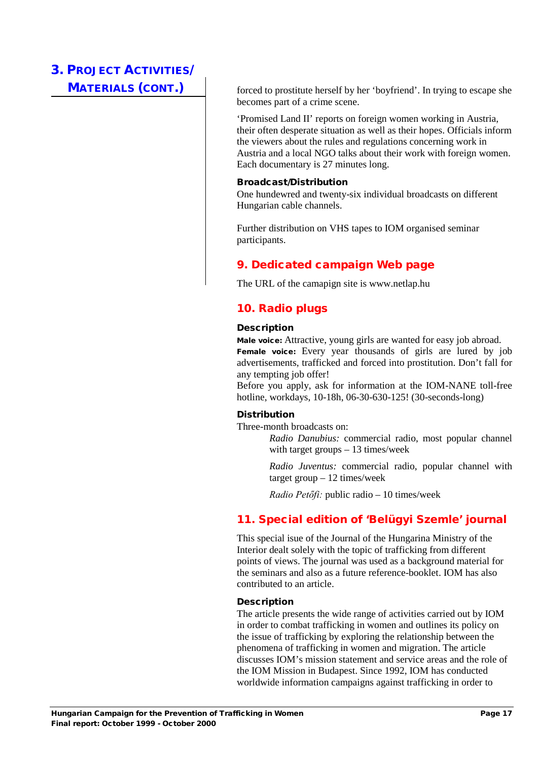## 3. Project Activities/ Materials (cont.)

forced to prostitute herself by her 'boyfriend'. In trying to escape she becomes part of a crime scene.

'Promised Land II' reports on foreign women working in Austria, their often desperate situation as well as their hopes. Officials inform the viewers about the rules and regulations concerning work in Austria and a local NGO talks about their work with foreign women. Each documentary is 27 minutes long.

**Broadcast/Distribution**

One hundewred and twenty-six individual broadcasts on different Hungarian cable channels.

Further distribution on VHS tapes to IOM organised seminar participants.

### 9. Dedicated campaign Web page

The URL of the camapign site is www.netlap.hu

### 10. Radio plugs

**Description**

**Male voice:** Attractive, young girls are wanted for easy job abroad.
**Female voice:** Every year thousands of girls are lured by job advertisements, trafficked and forced into prostitution. Don't fall for any tempting job offer!
Before you apply, ask for information at the IOM-NANE toll-free hotline, workdays, 10-18h, 06-30-630-125! (30-seconds-long)

**Distribution**

Three-month broadcasts on:

> *Radio Danubius:* commercial radio, most popular channel with target groups – 13 times/week
>
> *Radio Juventus:* commercial radio, popular channel with target group – 12 times/week
>
> *Radio Petőfi:* public radio – 10 times/week

### 11. Special edition of 'Belügyi Szemle' journal

This special isue of the Journal of the Hungarina Ministry of the Interior dealt solely with the topic of trafficking from different points of views. The journal was used as a background material for the seminars and also as a future reference-booklet. IOM has also contributed to an article.

**Description**

The article presents the wide range of activities carried out by IOM in order to combat trafficking in women and outlines its policy on the issue of trafficking by exploring the relationship between the phenomena of trafficking in women and migration. The article discusses IOM's mission statement and service areas and the role of the IOM Mission in Budapest. Since 1992, IOM has conducted worldwide information campaigns against trafficking in order to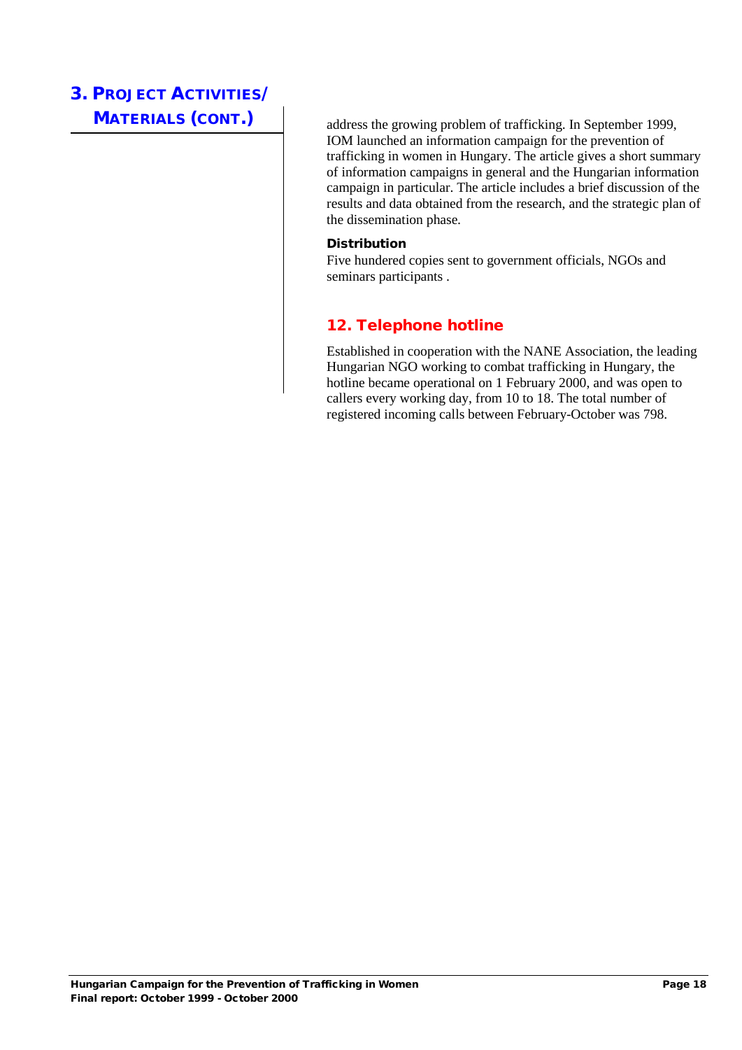## 3. Project Activities/ Materials (cont.)

address the growing problem of trafficking. In September 1999, IOM launched an information campaign for the prevention of trafficking in women in Hungary. The article gives a short summary of information campaigns in general and the Hungarian information campaign in particular. The article includes a brief discussion of the results and data obtained from the research, and the strategic plan of the dissemination phase.

**Distribution**

Five hundered copies sent to government officials, NGOs and seminars participants .

### 12. Telephone hotline

Established in cooperation with the NANE Association, the leading Hungarian NGO working to combat trafficking in Hungary, the hotline became operational on 1 February 2000, and was open to callers every working day, from 10 to 18. The total number of registered incoming calls between February-October was 798.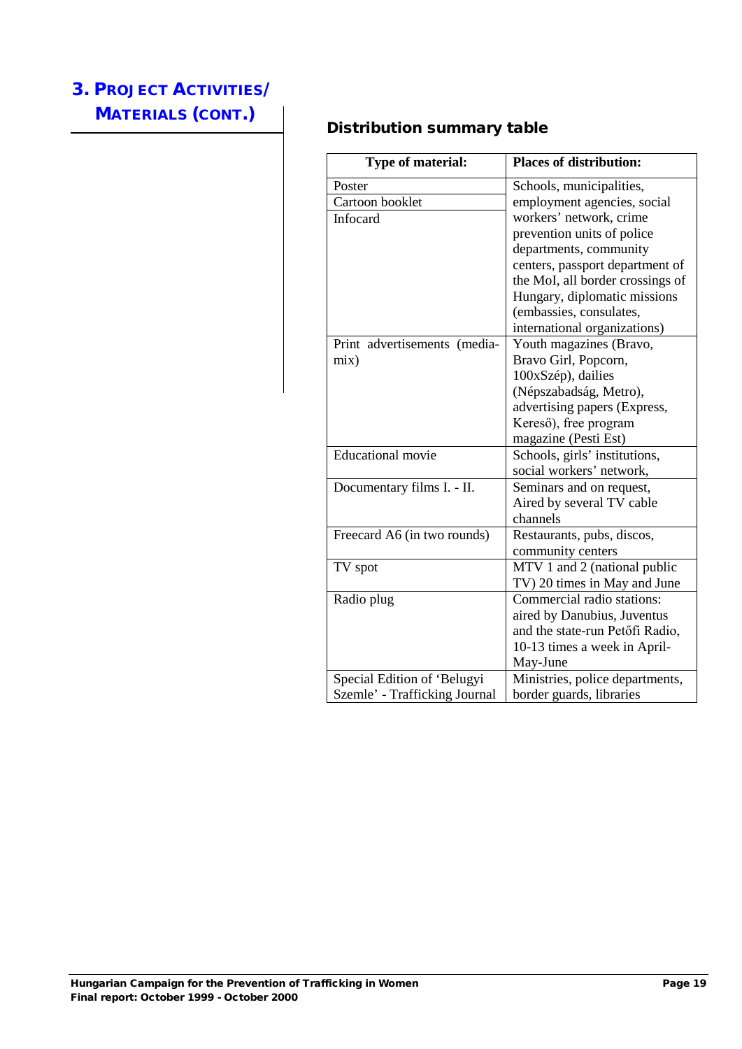# 3. Project Activities/ Materials (cont.)

## Distribution summary table

| Type of material: | Places of distribution: |
|---|---|
| Poster<br>Cartoon booklet<br>Infocard | Schools, municipalities, employment agencies, social workers' network, crime prevention units of police departments, community centers, passport department of the MoI, all border crossings of Hungary, diplomatic missions (embassies, consulates, international organizations) |
| Print advertisements (media-mix) | Youth magazines (Bravo, Bravo Girl, Popcorn, 100xSzép), dailies (Népszabadság, Metro), advertising papers (Express, Kereső), free program magazine (Pesti Est) |
| Educational movie | Schools, girls' institutions, social workers' network, |
| Documentary films I. - II. | Seminars and on request, Aired by several TV cable channels |
| Freecard A6 (in two rounds) | Restaurants, pubs, discos, community centers |
| TV spot | MTV 1 and 2 (national public TV) 20 times in May and June |
| Radio plug | Commercial radio stations: aired by Danubius, Juventus and the state-run Petőfi Radio, 10-13 times a week in April-May-June |
| Special Edition of 'Belugyi Szemle' - Trafficking Journal | Ministries, police departments, border guards, libraries |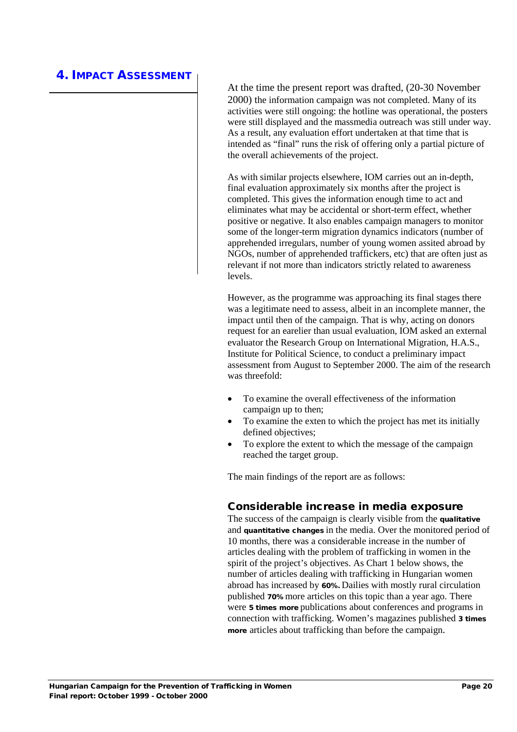# 4. Impact Assessment

At the time the present report was drafted, (20-30 November 2000) the information campaign was not completed. Many of its activities were still ongoing: the hotline was operational, the posters were still displayed and the massmedia outreach was still under way. As a result, any evaluation effort undertaken at that time that is intended as "final" runs the risk of offering only a partial picture of the overall achievements of the project.

As with similar projects elsewhere, IOM carries out an in-depth, final evaluation approximately six months after the project is completed. This gives the information enough time to act and eliminates what may be accidental or short-term effect, whether positive or negative. It also enables campaign managers to monitor some of the longer-term migration dynamics indicators (number of apprehended irregulars, number of young women assited abroad by NGOs, number of apprehended traffickers, etc) that are often just as relevant if not more than indicators strictly related to awareness levels.

However, as the programme was approaching its final stages there was a legitimate need to assess, albeit in an incomplete manner, the impact until then of the campaign. That is why, acting on donors request for an earelier than usual evaluation, IOM asked an external evaluator the Research Group on International Migration, H.A.S., Institute for Political Science, to conduct a preliminary impact assessment from August to September 2000. The aim of the research was threefold:

- To examine the overall effectiveness of the information campaign up to then;
- To examine the exten to which the project has met its initially defined objectives;
- To explore the extent to which the message of the campaign reached the target group.

The main findings of the report are as follows:

## Considerable increase in media exposure

The success of the campaign is clearly visible from the **qualitative** and **quantitative changes** in the media. Over the monitored period of 10 months, there was a considerable increase in the number of articles dealing with the problem of trafficking in women in the spirit of the project's objectives. As Chart 1 below shows, the number of articles dealing with trafficking in Hungarian women abroad has increased by **60%.** Dailies with mostly rural circulation published **70%** more articles on this topic than a year ago. There were **5 times more** publications about conferences and programs in connection with trafficking. Women's magazines published **3 times more** articles about trafficking than before the campaign.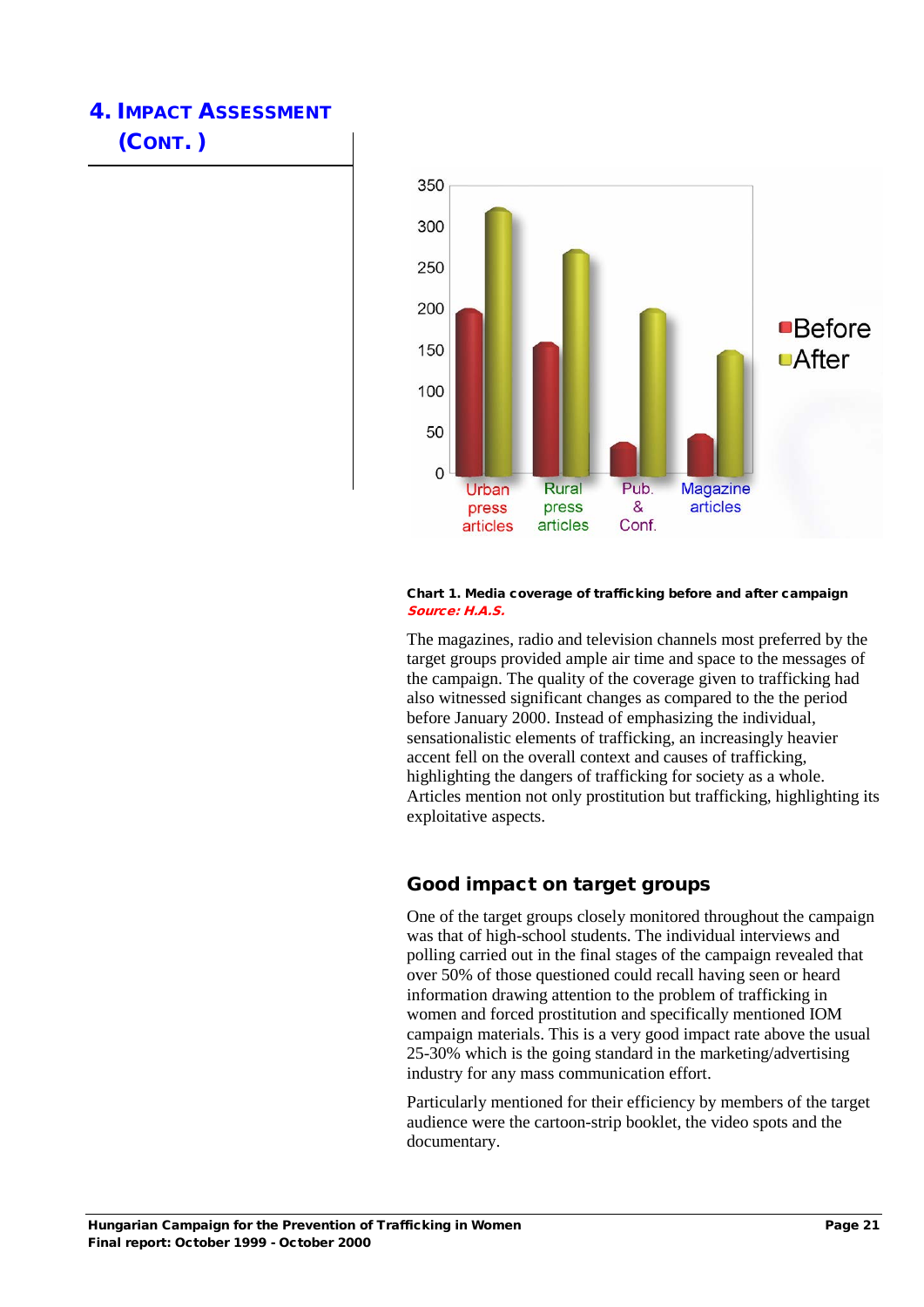# 4. Impact Assessment (cont.)

350
300
250
200
150
100
50
0

Urban press articles
Rural press articles
Pub. & Conf.
Magazine articles

Before
After

**Chart 1. Media coverage of trafficking before and after campaign**
***Source: H.A.S.***

The magazines, radio and television channels most preferred by the target groups provided ample air time and space to the messages of the campaign. The quality of the coverage given to trafficking had also witnessed significant changes as compared to the the period before January 2000. Instead of emphasizing the individual, sensationalistic elements of trafficking, an increasingly heavier accent fell on the overall context and causes of trafficking, highlighting the dangers of trafficking for society as a whole. Articles mention not only prostitution but trafficking, highlighting its exploitative aspects.

## Good impact on target groups

One of the target groups closely monitored throughout the campaign was that of high-school students. The individual interviews and polling carried out in the final stages of the campaign revealed that over 50% of those questioned could recall having seen or heard information drawing attention to the problem of trafficking in women and forced prostitution and specifically mentioned IOM campaign materials. This is a very good impact rate above the usual 25-30% which is the going standard in the marketing/advertising industry for any mass communication effort.

Particularly mentioned for their efficiency by members of the target audience were the cartoon-strip booklet, the video spots and the documentary.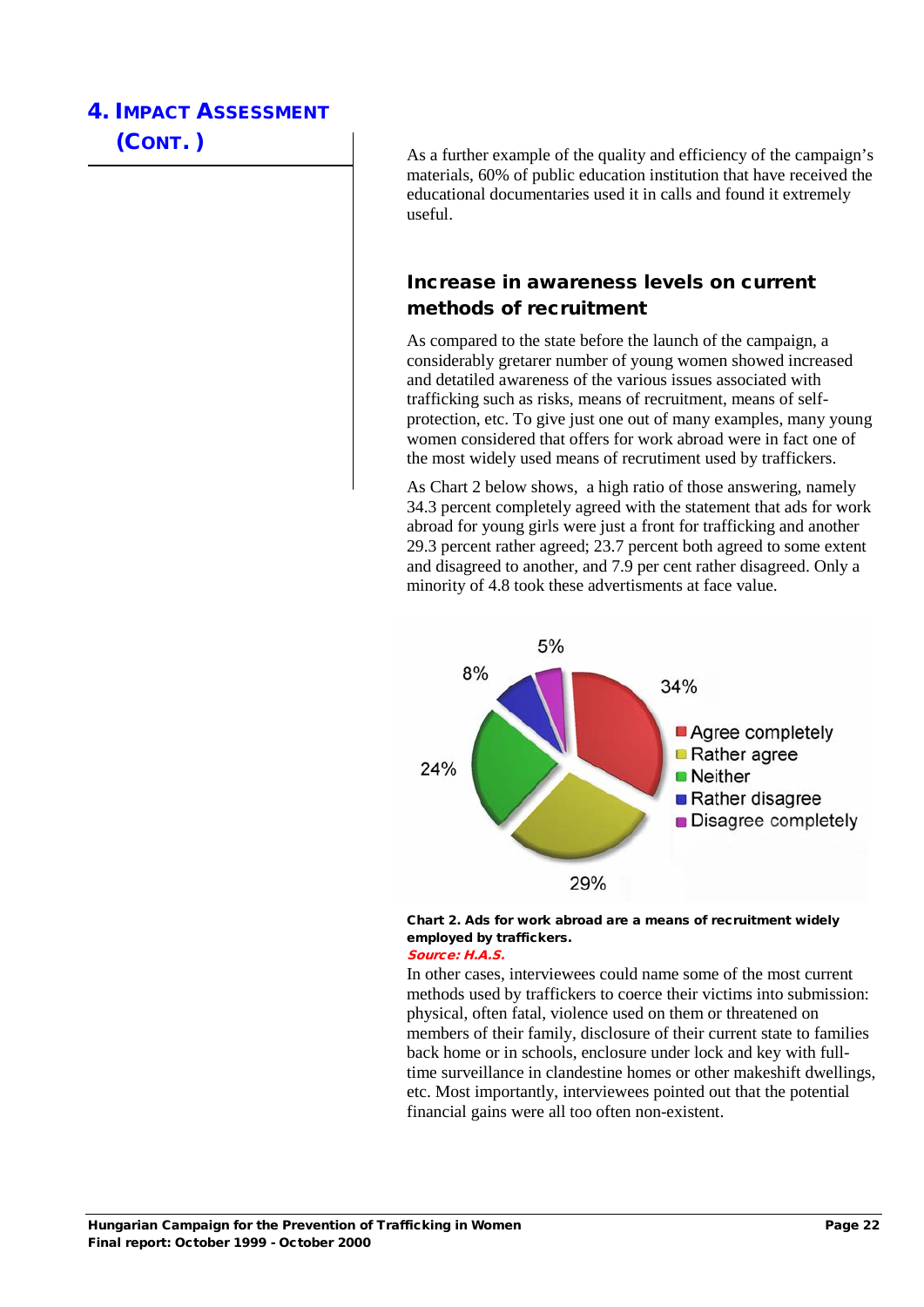# 4. IMPACT ASSESSMENT (CONT. )

As a further example of the quality and efficiency of the campaign's materials, 60% of public education institution that have received the educational documentaries used it in calls and found it extremely useful.

## Increase in awareness levels on current methods of recruitment

As compared to the state before the launch of the campaign, a considerably gretarer number of young women showed increased and detatiled awareness of the various issues associated with trafficking such as risks, means of recruitment, means of self-protection, etc. To give just one out of many examples, many young women considered that offers for work abroad were in fact one of the most widely used means of recrutiment used by traffickers.

As Chart 2 below shows, a high ratio of those answering, namely 34.3 percent completely agreed with the statement that ads for work abroad for young girls were just a front for trafficking and another 29.3 percent rather agreed; 23.7 percent both agreed to some extent and disagreed to another, and 7.9 per cent rather disagreed. Only a minority of 4.8 took these advertisments at face value.

5%
8%
34%
24%
29%

Agree completely
Rather agree
Neither
Rather disagree
Disagree completely

**Chart 2. Ads for work abroad are a means of recruitment widely employed by traffickers.**
***Source: H.A.S.***

In other cases, interviewees could name some of the most current methods used by traffickers to coerce their victims into submission: physical, often fatal, violence used on them or threatened on members of their family, disclosure of their current state to families back home or in schools, enclosure under lock and key with full-time surveillance in clandestine homes or other makeshift dwellings, etc. Most importantly, interviewees pointed out that the potential financial gains were all too often non-existent.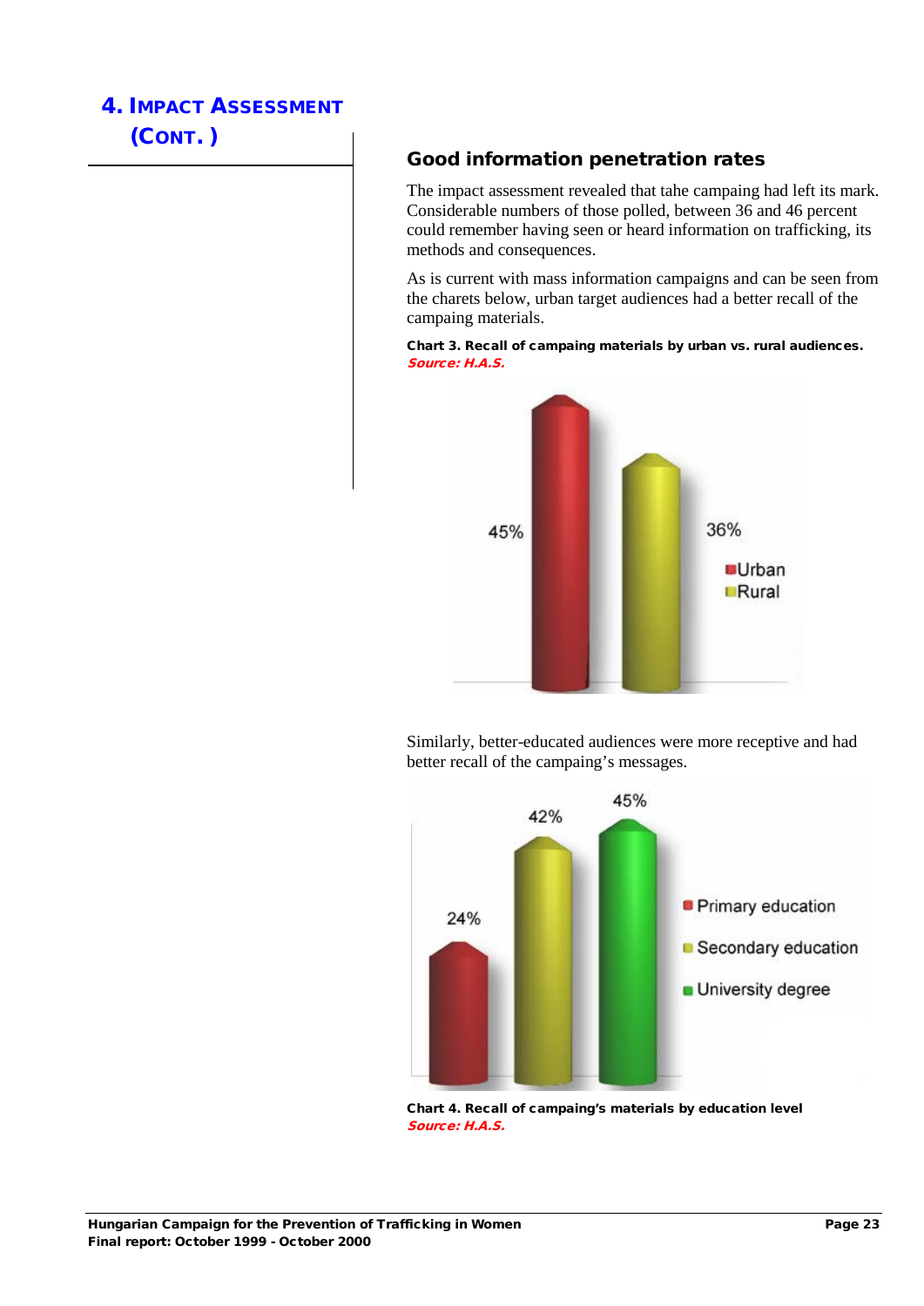# 4. IMPACT ASSESSMENT (CONT. )

## Good information penetration rates

The impact assessment revealed that tahe campaing had left its mark. Considerable numbers of those polled, between 36 and 46 percent could remember having seen or heard information on trafficking, its methods and consequences.

As is current with mass information campaigns and can be seen from the charets below, urban target audiences had a better recall of the campaing materials.

**Chart 3. Recall of campaing materials by urban vs. rural audiences.** ***Source: H.A.S.***

45%
36%
Urban
Rural

Similarly, better-educated audiences were more receptive and had better recall of the campaing's messages.

24%
42%
45%
Primary education
Secondary education
University degree

**Chart 4. Recall of campaing's materials by education level** ***Source: H.A.S.***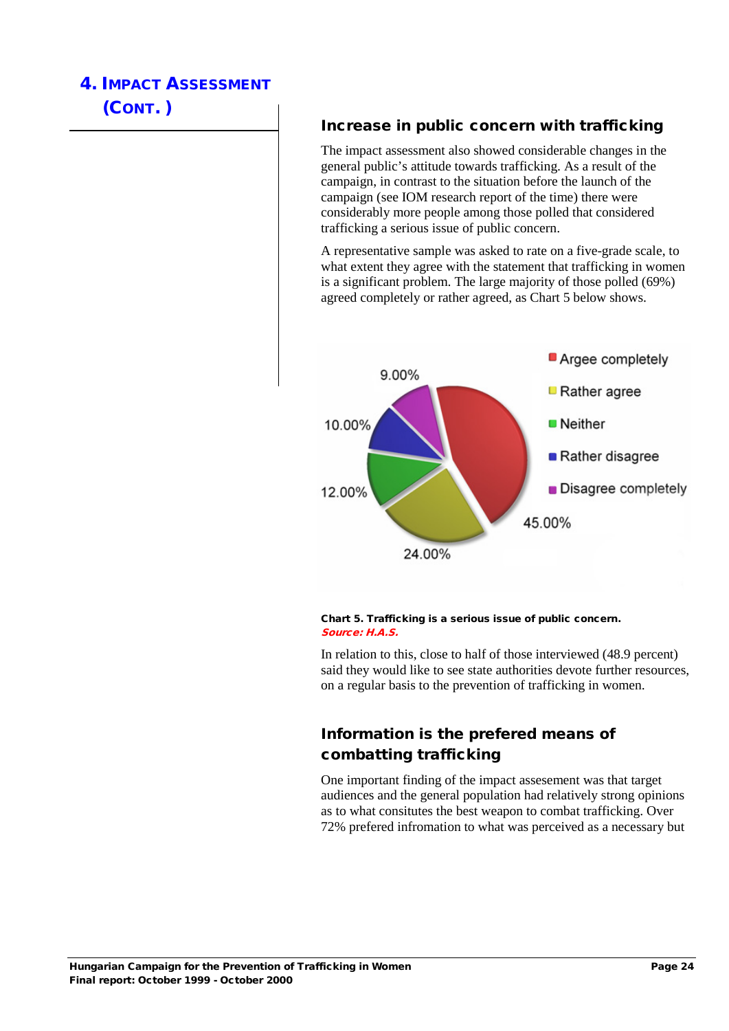## 4. IMPACT ASSESSMENT (CONT. )

### Increase in public concern with trafficking

The impact assessment also showed considerable changes in the general public's attitude towards trafficking. As a result of the campaign, in contrast to the situation before the launch of the campaign (see IOM research report of the time) there were considerably more people among those polled that considered trafficking a serious issue of public concern.

A representative sample was asked to rate on a five-grade scale, to what extent they agree with the statement that trafficking in women is a significant problem. The large majority of those polled (69%) agreed completely or rather agreed, as Chart 5 below shows.

Argee completely
Rather agree
Neither
Rather disagree
Disagree completely

45.00%
24.00%
12.00%
10.00%
9.00%

**Chart 5. Trafficking is a serious issue of public concern.**
***Source: H.A.S.***

In relation to this, close to half of those interviewed (48.9 percent) said they would like to see state authorities devote further resources, on a regular basis to the prevention of trafficking in women.

### Information is the prefered means of combatting trafficking

One important finding of the impact assesement was that target audiences and the general population had relatively strong opinions as to what consitutes the best weapon to combat trafficking. Over 72% prefered infromation to what was perceived as a necessary but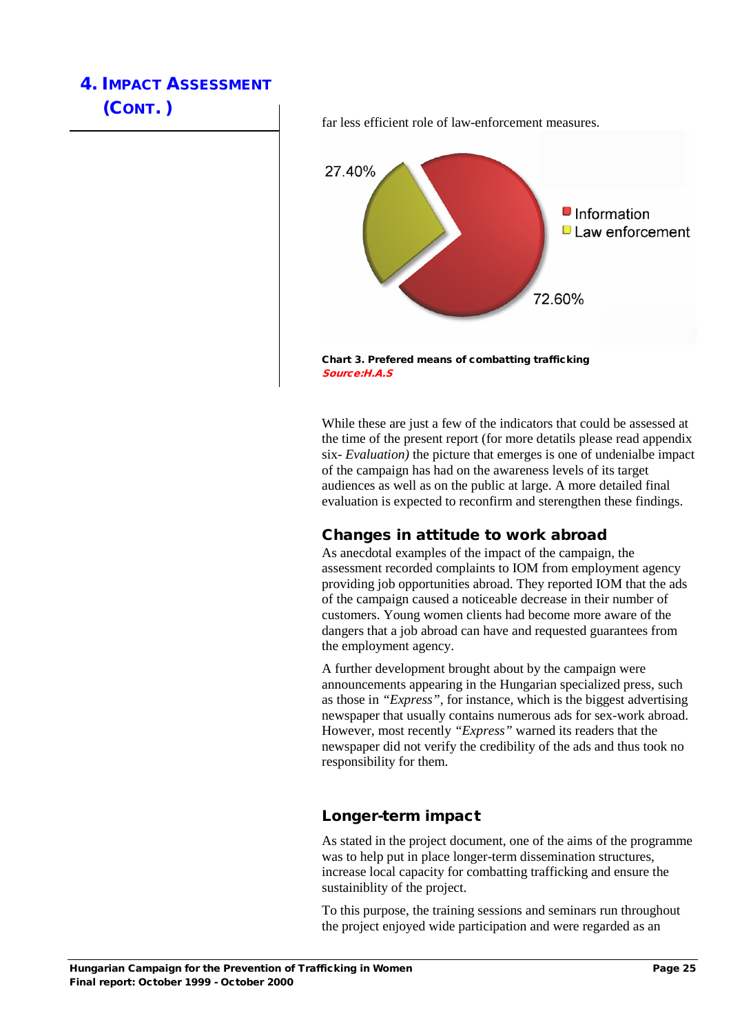## 4. Impact Assessment (Cont. )

far less efficient role of law-enforcement measures.

27.40%

72.60%

Information

Law enforcement

**Chart 3. Prefered means of combatting trafficking**
***Source:H.A.S***

While these are just a few of the indicators that could be assessed at the time of the present report (for more detatils please read appendix six- *Evaluation)* the picture that emerges is one of undenialbe impact of the campaign has had on the awareness levels of its target audiences as well as on the public at large. A more detailed final evaluation is expected to reconfirm and sterengthen these findings.

### Changes in attitude to work abroad

As anecdotal examples of the impact of the campaign, the assessment recorded complaints to IOM from employment agency providing job opportunities abroad. They reported IOM that the ads of the campaign caused a noticeable decrease in their number of customers. Young women clients had become more aware of the dangers that a job abroad can have and requested guarantees from the employment agency.

A further development brought about by the campaign were announcements appearing in the Hungarian specialized press, such as those in *"Express"*, for instance, which is the biggest advertising newspaper that usually contains numerous ads for sex-work abroad. However, most recently *"Express"* warned its readers that the newspaper did not verify the credibility of the ads and thus took no responsibility for them.

### Longer-term impact

As stated in the project document, one of the aims of the programme was to help put in place longer-term dissemination structures, increase local capacity for combatting trafficking and ensure the sustainiblity of the project.

To this purpose, the training sessions and seminars run throughout the project enjoyed wide participation and were regarded as an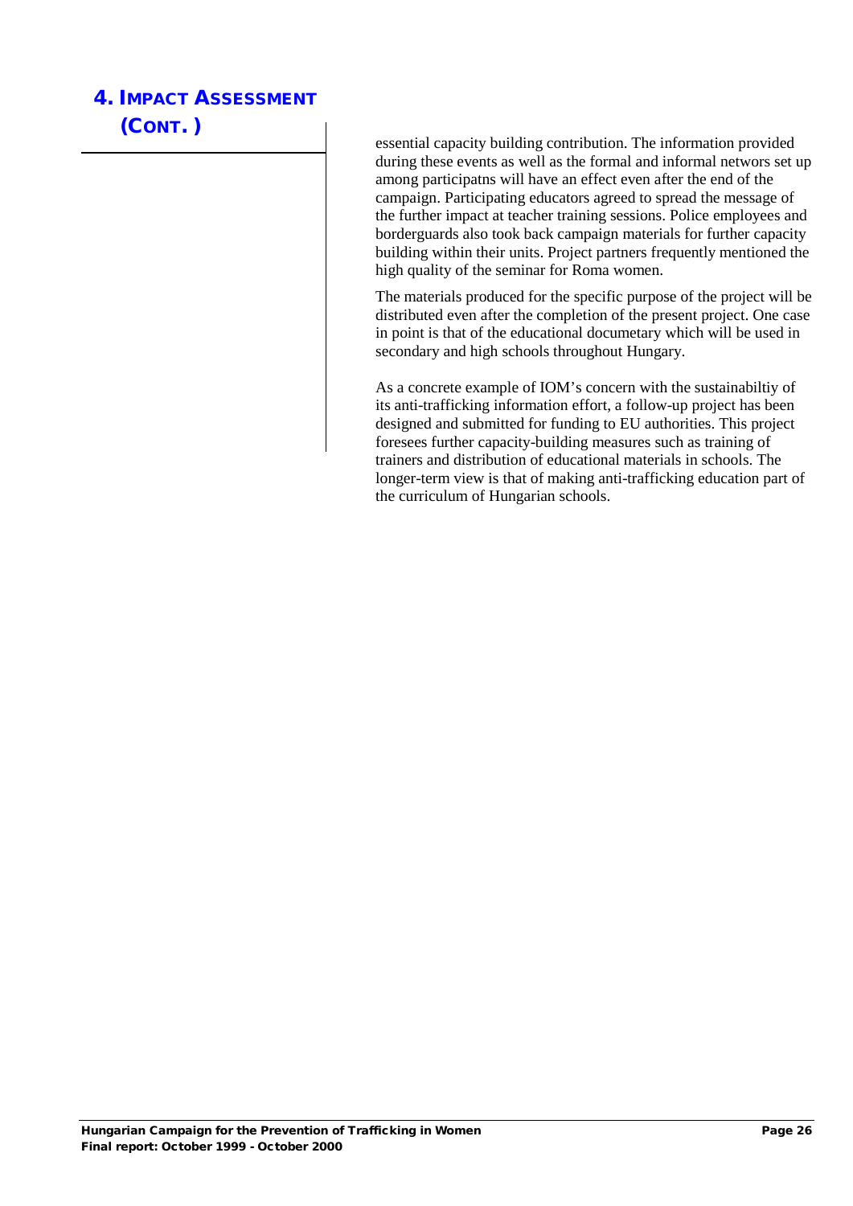## 4. Impact Assessment (cont.)

essential capacity building contribution. The information provided during these events as well as the formal and informal networs set up among participatns will have an effect even after the end of the campaign. Participating educators agreed to spread the message of the further impact at teacher training sessions. Police employees and borderguards also took back campaign materials for further capacity building within their units. Project partners frequently mentioned the high quality of the seminar for Roma women.

The materials produced for the specific purpose of the project will be distributed even after the completion of the present project. One case in point is that of the educational documetary which will be used in secondary and high schools throughout Hungary.

As a concrete example of IOM's concern with the sustainabiltiy of its anti-trafficking information effort, a follow-up project has been designed and submitted for funding to EU authorities. This project foresees further capacity-building measures such as training of trainers and distribution of educational materials in schools. The longer-term view is that of making anti-trafficking education part of the curriculum of Hungarian schools.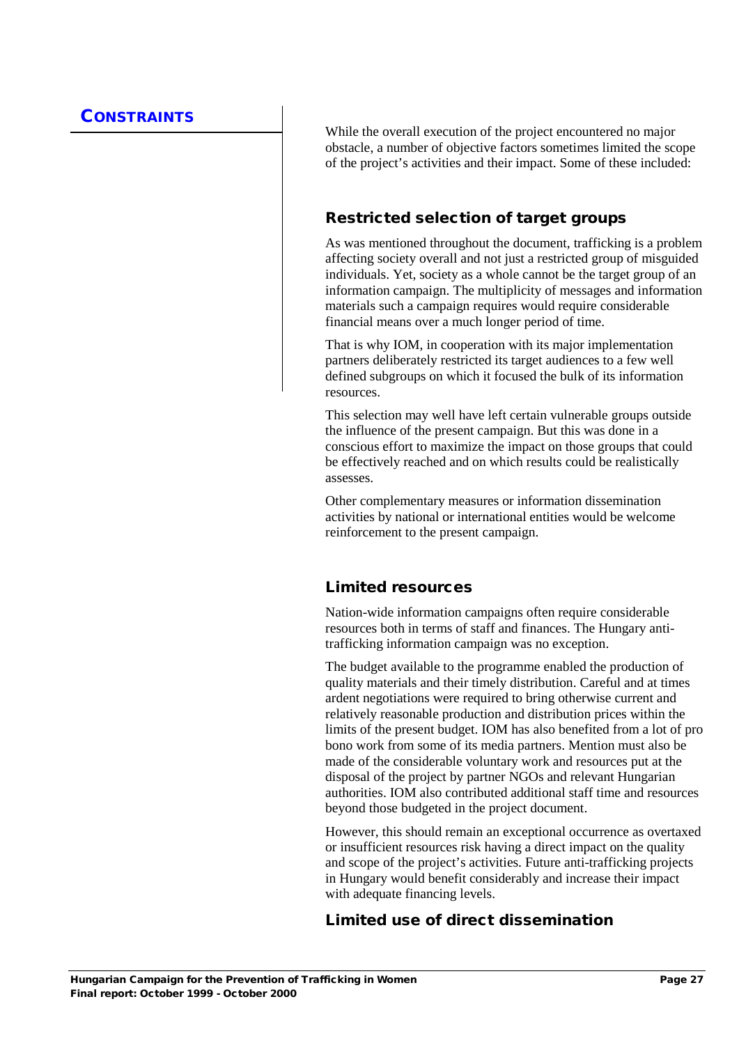## CONSTRAINTS

While the overall execution of the project encountered no major obstacle, a number of objective factors sometimes limited the scope of the project's activities and their impact. Some of these included:

### Restricted selection of target groups

As was mentioned throughout the document, trafficking is a problem affecting society overall and not just a restricted group of misguided individuals. Yet, society as a whole cannot be the target group of an information campaign. The multiplicity of messages and information materials such a campaign requires would require considerable financial means over a much longer period of time.

That is why IOM, in cooperation with its major implementation partners deliberately restricted its target audiences to a few well defined subgroups on which it focused the bulk of its information resources.

This selection may well have left certain vulnerable groups outside the influence of the present campaign. But this was done in a conscious effort to maximize the impact on those groups that could be effectively reached and on which results could be realistically assesses.

Other complementary measures or information dissemination activities by national or international entities would be welcome reinforcement to the present campaign.

### Limited resources

Nation-wide information campaigns often require considerable resources both in terms of staff and finances. The Hungary anti-trafficking information campaign was no exception.

The budget available to the programme enabled the production of quality materials and their timely distribution. Careful and at times ardent negotiations were required to bring otherwise current and relatively reasonable production and distribution prices within the limits of the present budget. IOM has also benefited from a lot of pro bono work from some of its media partners. Mention must also be made of the considerable voluntary work and resources put at the disposal of the project by partner NGOs and relevant Hungarian authorities. IOM also contributed additional staff time and resources beyond those budgeted in the project document.

However, this should remain an exceptional occurrence as overtaxed or insufficient resources risk having a direct impact on the quality and scope of the project's activities. Future anti-trafficking projects in Hungary would benefit considerably and increase their impact with adequate financing levels.

### Limited use of direct dissemination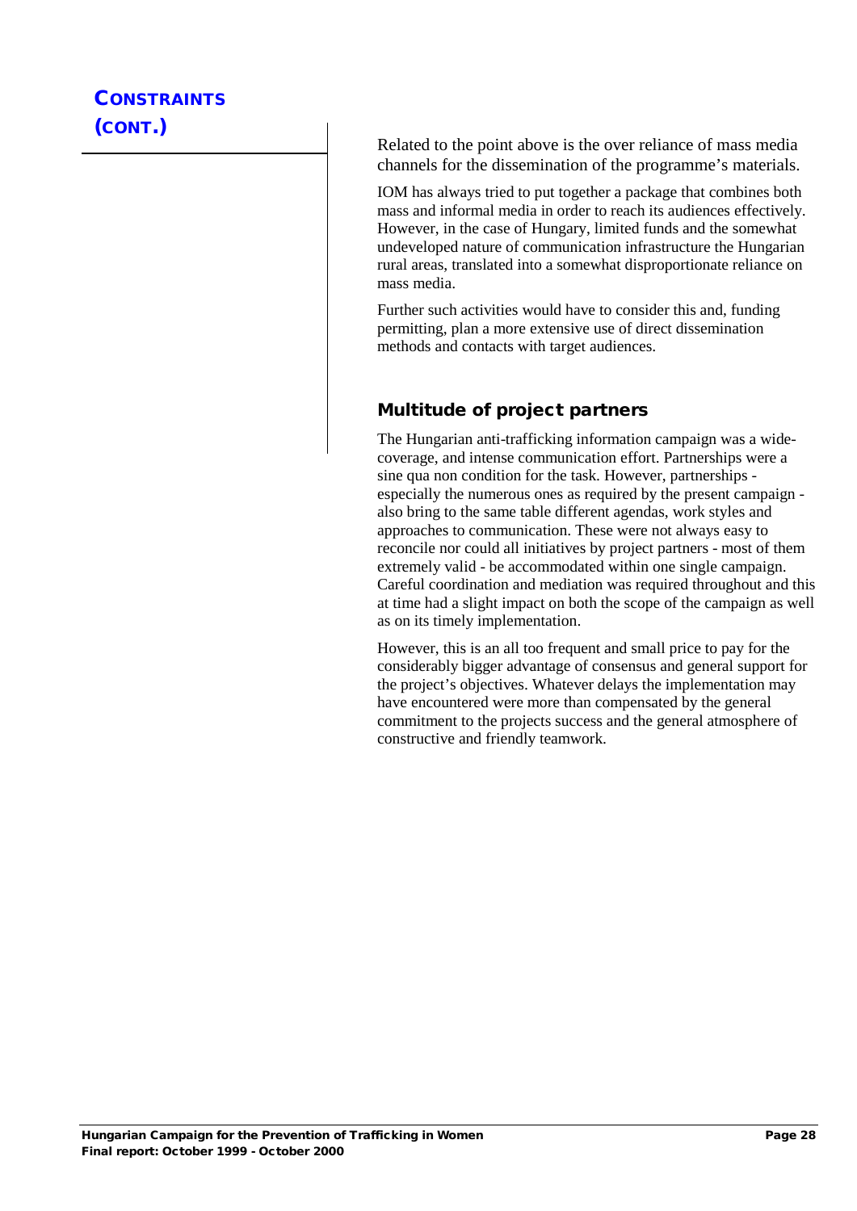## CONSTRAINTS (CONT.)

Related to the point above is the over reliance of mass media channels for the dissemination of the programme's materials.

IOM has always tried to put together a package that combines both mass and informal media in order to reach its audiences effectively. However, in the case of Hungary, limited funds and the somewhat undeveloped nature of communication infrastructure the Hungarian rural areas, translated into a somewhat disproportionate reliance on mass media.

Further such activities would have to consider this and, funding permitting, plan a more extensive use of direct dissemination methods and contacts with target audiences.

### Multitude of project partners

The Hungarian anti-trafficking information campaign was a wide-coverage, and intense communication effort. Partnerships were a sine qua non condition for the task. However, partnerships - especially the numerous ones as required by the present campaign - also bring to the same table different agendas, work styles and approaches to communication. These were not always easy to reconcile nor could all initiatives by project partners - most of them extremely valid - be accommodated within one single campaign. Careful coordination and mediation was required throughout and this at time had a slight impact on both the scope of the campaign as well as on its timely implementation.

However, this is an all too frequent and small price to pay for the considerably bigger advantage of consensus and general support for the project's objectives. Whatever delays the implementation may have encountered were more than compensated by the general commitment to the projects success and the general atmosphere of constructive and friendly teamwork.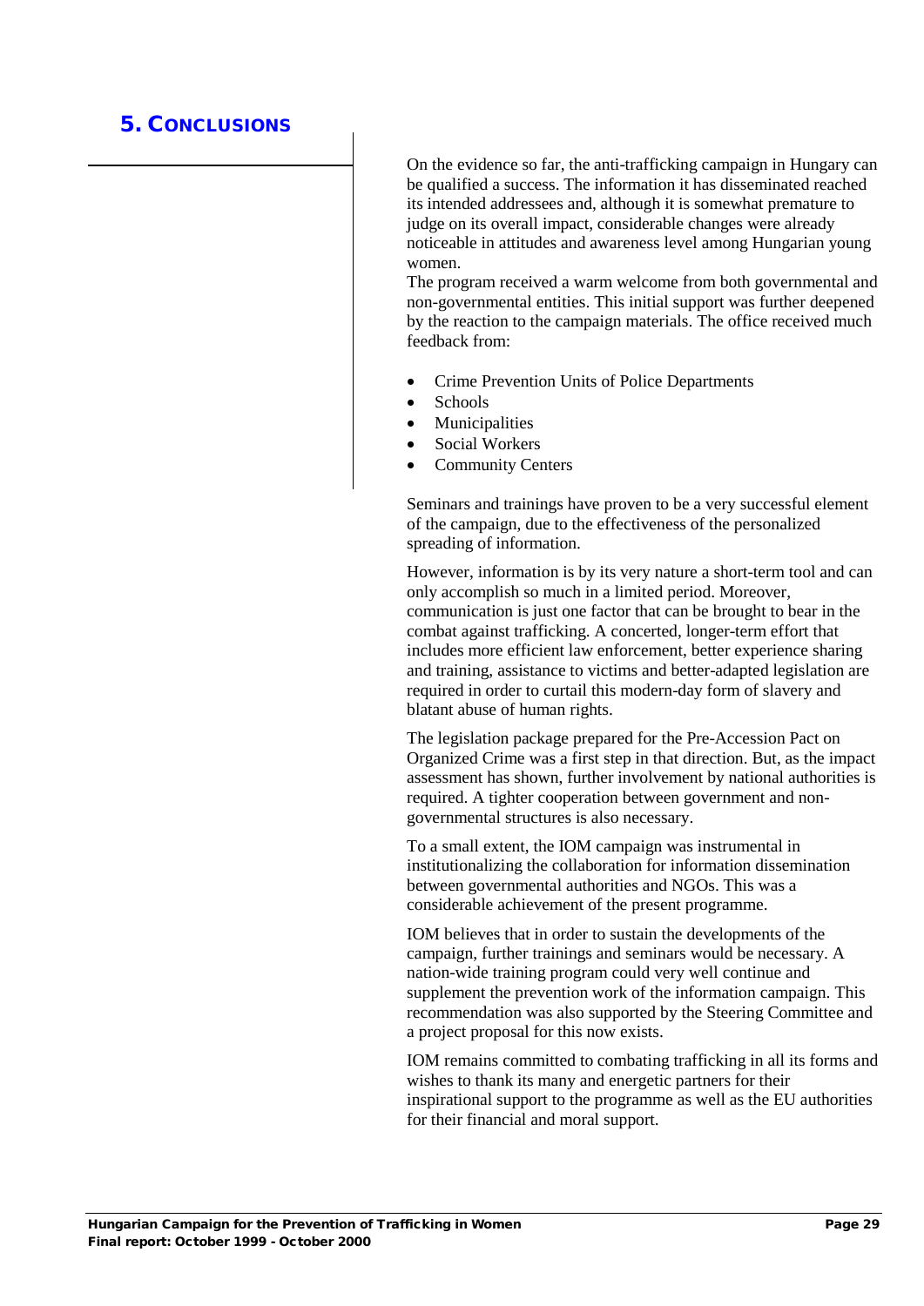# 5. Conclusions

On the evidence so far, the anti-trafficking campaign in Hungary can be qualified a success. The information it has disseminated reached its intended addressees and, although it is somewhat premature to judge on its overall impact, considerable changes were already noticeable in attitudes and awareness level among Hungarian young women.

The program received a warm welcome from both governmental and non-governmental entities. This initial support was further deepened by the reaction to the campaign materials. The office received much feedback from:

- Crime Prevention Units of Police Departments
- Schools
- Municipalities
- Social Workers
- Community Centers

Seminars and trainings have proven to be a very successful element of the campaign, due to the effectiveness of the personalized spreading of information.

However, information is by its very nature a short-term tool and can only accomplish so much in a limited period. Moreover, communication is just one factor that can be brought to bear in the combat against trafficking. A concerted, longer-term effort that includes more efficient law enforcement, better experience sharing and training, assistance to victims and better-adapted legislation are required in order to curtail this modern-day form of slavery and blatant abuse of human rights.

The legislation package prepared for the Pre-Accession Pact on Organized Crime was a first step in that direction. But, as the impact assessment has shown, further involvement by national authorities is required. A tighter cooperation between government and non-governmental structures is also necessary.

To a small extent, the IOM campaign was instrumental in institutionalizing the collaboration for information dissemination between governmental authorities and NGOs. This was a considerable achievement of the present programme.

IOM believes that in order to sustain the developments of the campaign, further trainings and seminars would be necessary. A nation-wide training program could very well continue and supplement the prevention work of the information campaign. This recommendation was also supported by the Steering Committee and a project proposal for this now exists.

IOM remains committed to combating trafficking in all its forms and wishes to thank its many and energetic partners for their inspirational support to the programme as well as the EU authorities for their financial and moral support.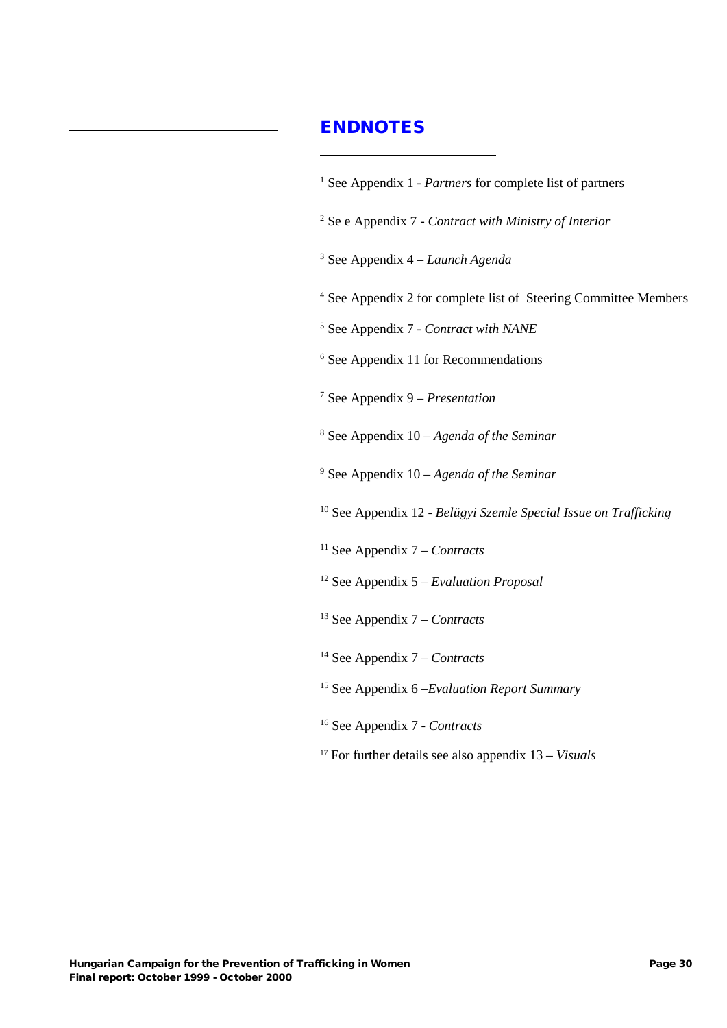# ENDNOTES

[1] See Appendix 1 - *Partners* for complete list of partners

[2] Se e Appendix 7 - *Contract with Ministry of Interior*

[3] See Appendix 4 – *Launch Agenda*

[4] See Appendix 2 for complete list of Steering Committee Members

[5] See Appendix 7 - *Contract with NANE*

[6] See Appendix 11 for Recommendations

[7] See Appendix 9 – *Presentation*

[8] See Appendix 10 – *Agenda of the Seminar*

[9] See Appendix 10 – *Agenda of the Seminar*

[10] See Appendix 12 - *Belügyi Szemle Special Issue on Trafficking*

[11] See Appendix 7 – *Contracts*

[12] See Appendix 5 – *Evaluation Proposal*

[13] See Appendix 7 – *Contracts*

[14] See Appendix 7 – *Contracts*

[15] See Appendix 6 –*Evaluation Report Summary*

[16] See Appendix 7 - *Contracts*

[17] For further details see also appendix 13 – *Visuals*